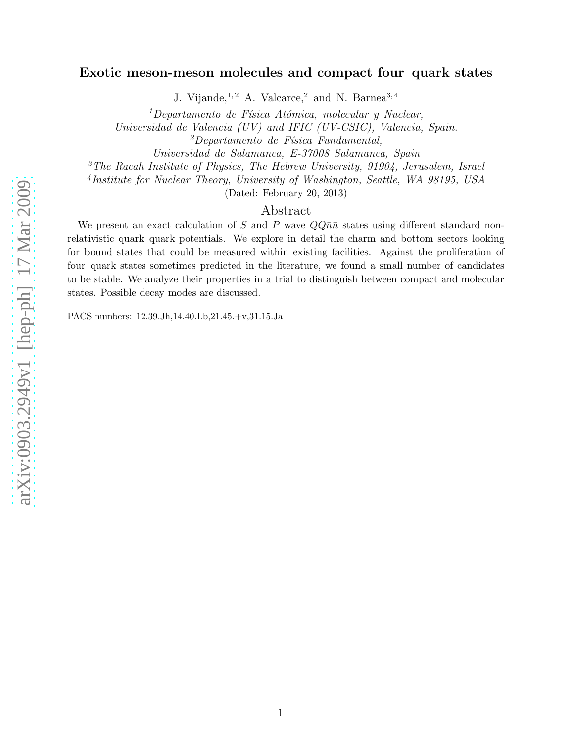# Exotic meson-meson molecules and compact four–quark states

J. Vijande,[1,2] A. Valcarce,[2] and N. Barnea[3,4]

[1] *Departamento de Física Atómica, molecular y Nuclear, Universidad de Valencia (UV) and IFIC (UV-CSIC), Valencia, Spain.*

[2] *Departamento de Física Fundamental, Universidad de Salamanca, E-37008 Salamanca, Spain*

[3] *The Racah Institute of Physics, The Hebrew University, 91904, Jerusalem, Israel*

[4] *Institute for Nuclear Theory, University of Washington, Seattle, WA 98195, USA*

(Dated: February 20, 2013)

## Abstract

We present an exact calculation of $S$ and $P$ wave $QQ\bar{n}\bar{n}$ states using different standard non-relativistic quark–quark potentials. We explore in detail the charm and bottom sectors looking for bound states that could be measured within existing facilities. Against the proliferation of four–quark states sometimes predicted in the literature, we found a small number of candidates to be stable. We analyze their properties in a trial to distinguish between compact and molecular states. Possible decay modes are discussed.

PACS numbers: 12.39.Jh,14.40.Lb,21.45.+v,31.15.Ja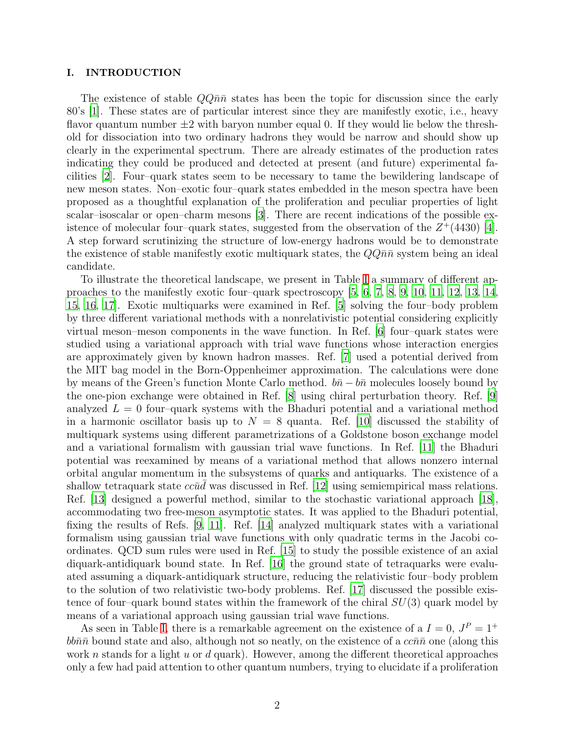## I. INTRODUCTION

The existence of stable $QQ\bar{n}\bar{n}$ states has been the topic for discussion since the early 80's [1]. These states are of particular interest since they are manifestly exotic, i.e., heavy flavor quantum number $\pm 2$ with baryon number equal 0. If they would lie below the threshold for dissociation into two ordinary hadrons they would be narrow and should show up clearly in the experimental spectrum. There are already estimates of the production rates indicating they could be produced and detected at present (and future) experimental facilities [2]. Four–quark states seem to be necessary to tame the bewildering landscape of new meson states. Non–exotic four–quark states embedded in the meson spectra have been proposed as a thoughtful explanation of the proliferation and peculiar properties of light scalar–isoscalar or open–charm mesons [3]. There are recent indications of the possible existence of molecular four–quark states, suggested from the observation of the $Z^+(4430)$ [4]. A step forward scrutinizing the structure of low-energy hadrons would be to demonstrate the existence of stable manifestly exotic multiquark states, the $QQ\bar{n}\bar{n}$ system being an ideal candidate.

To illustrate the theoretical landscape, we present in Table I a summary of different approaches to the manifestly exotic four–quark spectroscopy [5, 6, 7, 8, 9, 10, 11, 12, 13, 14, 15, 16, 17]. Exotic multiquarks were examined in Ref. [5] solving the four–body problem by three different variational methods with a nonrelativistic potential considering explicitly virtual meson–meson components in the wave function. In Ref. [6] four–quark states were studied using a variational approach with trial wave functions whose interaction energies are approximately given by known hadron masses. Ref. [7] used a potential derived from the MIT bag model in the Born-Oppenheimer approximation. The calculations were done by means of the Green's function Monte Carlo method. $b\bar{n} - b\bar{n}$ molecules loosely bound by the one-pion exchange were obtained in Ref. [8] using chiral perturbation theory. Ref. [9] analyzed $L = 0$ four–quark systems with the Bhaduri potential and a variational method in a harmonic oscillator basis up to $N = 8$ quanta. Ref. [10] discussed the stability of multiquark systems using different parametrizations of a Goldstone boson exchange model and a variational formalism with gaussian trial wave functions. In Ref. [11] the Bhaduri potential was reexamined by means of a variational method that allows nonzero internal orbital angular momentum in the subsystems of quarks and antiquarks. The existence of a shallow tetraquark state $cc\bar{u}\bar{d}$ was discussed in Ref. [12] using semiempirical mass relations. Ref. [13] designed a powerful method, similar to the stochastic variational approach [18], accommodating two free-meson asymptotic states. It was applied to the Bhaduri potential, fixing the results of Refs. [9, 11]. Ref. [14] analyzed multiquark states with a variational formalism using gaussian trial wave functions with only quadratic terms in the Jacobi coordinates. QCD sum rules were used in Ref. [15] to study the possible existence of an axial diquark-antidiquark bound state. In Ref. [16] the ground state of tetraquarks were evaluated assuming a diquark-antidiquark structure, reducing the relativistic four–body problem to the solution of two relativistic two-body problems. Ref. [17] discussed the possible existence of four–quark bound states within the framework of the chiral $SU(3)$ quark model by means of a variational approach using gaussian trial wave functions.

As seen in Table I, there is a remarkable agreement on the existence of a $I = 0$, $J^P = 1^+$ $bb\bar{n}\bar{n}$ bound state and also, although not so neatly, on the existence of a $cc\bar{n}\bar{n}$ one (along this work $n$ stands for a light $u$ or $d$ quark). However, among the different theoretical approaches only a few had paid attention to other quantum numbers, trying to elucidate if a proliferation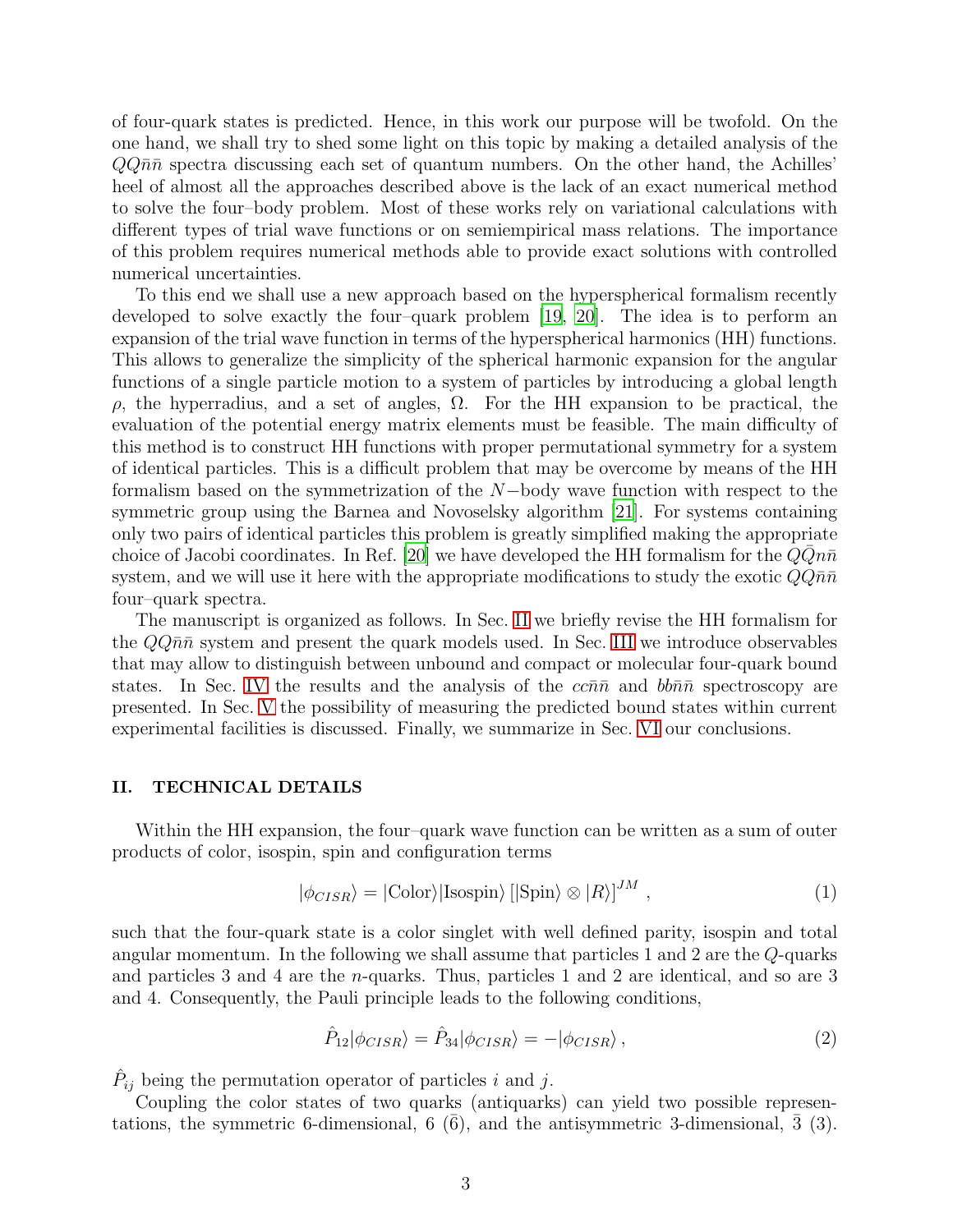of four-quark states is predicted. Hence, in this work our purpose will be twofold. On the one hand, we shall try to shed some light on this topic by making a detailed analysis of the $QQ\bar{n}\bar{n}$ spectra discussing each set of quantum numbers. On the other hand, the Achilles' heel of almost all the approaches described above is the lack of an exact numerical method to solve the four–body problem. Most of these works rely on variational calculations with different types of trial wave functions or on semiempirical mass relations. The importance of this problem requires numerical methods able to provide exact solutions with controlled numerical uncertainties.

To this end we shall use a new approach based on the hyperspherical formalism recently developed to solve exactly the four–quark problem [19, 20]. The idea is to perform an expansion of the trial wave function in terms of the hyperspherical harmonics (HH) functions. This allows to generalize the simplicity of the spherical harmonic expansion for the angular functions of a single particle motion to a system of particles by introducing a global length $\rho$, the hyperradius, and a set of angles, $\Omega$. For the HH expansion to be practical, the evaluation of the potential energy matrix elements must be feasible. The main difficulty of this method is to construct HH functions with proper permutational symmetry for a system of identical particles. This is a difficult problem that may be overcome by means of the HH formalism based on the symmetrization of the $N-$body wave function with respect to the symmetric group using the Barnea and Novoselsky algorithm [21]. For systems containing only two pairs of identical particles this problem is greatly simplified making the appropriate choice of Jacobi coordinates. In Ref. [20] we have developed the HH formalism for the $Q\bar{Q}n\bar{n}$ system, and we will use it here with the appropriate modifications to study the exotic $QQ\bar{n}\bar{n}$ four–quark spectra.

The manuscript is organized as follows. In Sec. II we briefly revise the HH formalism for the $QQ\bar{n}\bar{n}$ system and present the quark models used. In Sec. III we introduce observables that may allow to distinguish between unbound and compact or molecular four-quark bound states. In Sec. IV the results and the analysis of the $cc\bar{n}\bar{n}$ and $bb\bar{n}\bar{n}$ spectroscopy are presented. In Sec. V the possibility of measuring the predicted bound states within current experimental facilities is discussed. Finally, we summarize in Sec. VI our conclusions.

## II. TECHNICAL DETAILS

Within the HH expansion, the four–quark wave function can be written as a sum of outer products of color, isospin, spin and configuration terms

$$|\phi_{CISR}\rangle = |\text{Color}\rangle|\text{Isospin}\rangle\left[|\text{Spin}\rangle \otimes |R\rangle\right]^{JM}\,, \tag{1}$$

such that the four-quark state is a color singlet with well defined parity, isospin and total angular momentum. In the following we shall assume that particles 1 and 2 are the $Q$-quarks and particles 3 and 4 are the $n$-quarks. Thus, particles 1 and 2 are identical, and so are 3 and 4. Consequently, the Pauli principle leads to the following conditions,

$$\hat{P}_{12}|\phi_{CISR}\rangle = \hat{P}_{34}|\phi_{CISR}\rangle = -|\phi_{CISR}\rangle\,, \tag{2}$$

$\hat{P}_{ij}$ being the permutation operator of particles $i$ and $j$.

Coupling the color states of two quarks (antiquarks) can yield two possible representations, the symmetric 6-dimensional, 6 ($\bar{6}$), and the antisymmetric 3-dimensional, $\bar{3}$ (3).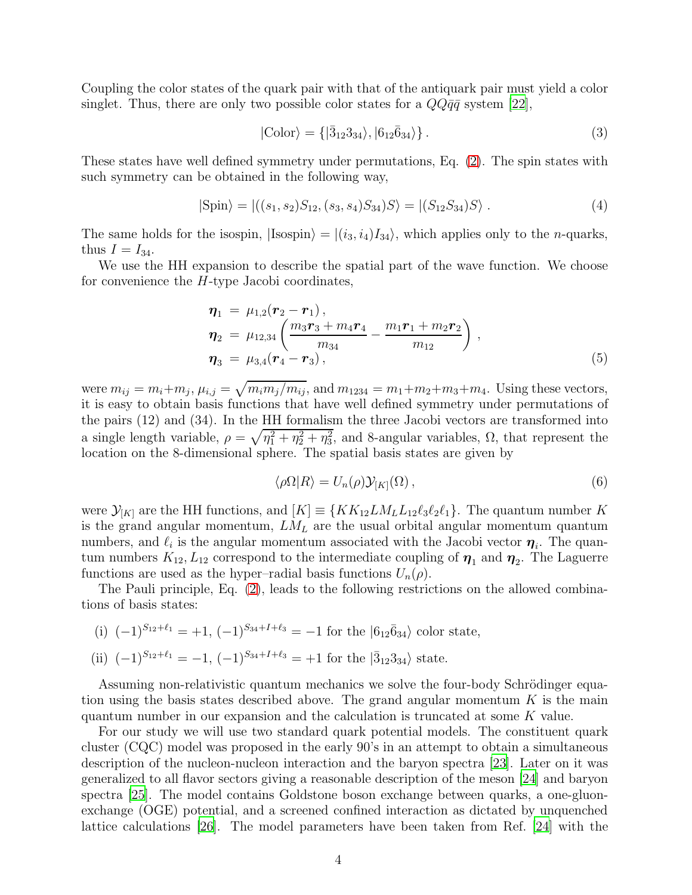Coupling the color states of the quark pair with that of the antiquark pair must yield a color singlet. Thus, there are only two possible color states for a $QQ\bar{q}\bar{q}$ system [22],

$$|\text{Color}\rangle = \{|\bar{3}_{12}3_{34}\rangle, |6_{12}\bar{6}_{34}\rangle\} \,. \tag{3}$$

These states have well defined symmetry under permutations, Eq. (2). The spin states with such symmetry can be obtained in the following way,

$$|\text{Spin}\rangle = |((s_1, s_2)S_{12}, (s_3, s_4)S_{34})S\rangle = |(S_{12}S_{34})S\rangle \,. \tag{4}$$

The same holds for the isospin, $|\text{Isospin}\rangle = |(i_3, i_4)I_{34}\rangle$, which applies only to the $n$-quarks, thus $I = I_{34}$.

We use the HH expansion to describe the spatial part of the wave function. We choose for convenience the $H$-type Jacobi coordinates,

$$\begin{aligned}
\boldsymbol{\eta}_1 &= \mu_{1,2}(\boldsymbol{r}_2 - \boldsymbol{r}_1) \,, \\
\boldsymbol{\eta}_2 &= \mu_{12,34}\left(\frac{m_3\boldsymbol{r}_3 + m_4\boldsymbol{r}_4}{m_{34}} - \frac{m_1\boldsymbol{r}_1 + m_2\boldsymbol{r}_2}{m_{12}}\right) \,, \\
\boldsymbol{\eta}_3 &= \mu_{3,4}(\boldsymbol{r}_4 - \boldsymbol{r}_3) \,,
\end{aligned} \tag{5}$$

were $m_{ij} = m_i + m_j$, $\mu_{i,j} = \sqrt{m_i m_j / m_{ij}}$, and $m_{1234} = m_1 + m_2 + m_3 + m_4$. Using these vectors, it is easy to obtain basis functions that have well defined symmetry under permutations of the pairs (12) and (34). In the HH formalism the three Jacobi vectors are transformed into a single length variable, $\rho = \sqrt{\eta_1^2 + \eta_2^2 + \eta_3^2}$, and 8-angular variables, $\Omega$, that represent the location on the 8-dimensional sphere. The spatial basis states are given by

$$\langle \rho\Omega | R \rangle = U_n(\rho)\mathcal{Y}_{[K]}(\Omega) \,, \tag{6}$$

were $\mathcal{Y}_{[K]}$ are the HH functions, and $[K] \equiv \{KK_{12}LM_L L_{12}\ell_3\ell_2\ell_1\}$. The quantum number $K$ is the grand angular momentum, $LM_L$ are the usual orbital angular momentum quantum numbers, and $\ell_i$ is the angular momentum associated with the Jacobi vector $\boldsymbol{\eta}_i$. The quantum numbers $K_{12}, L_{12}$ correspond to the intermediate coupling of $\boldsymbol{\eta}_1$ and $\boldsymbol{\eta}_2$. The Laguerre functions are used as the hyper–radial basis functions $U_n(\rho)$.

The Pauli principle, Eq. (2), leads to the following restrictions on the allowed combinations of basis states:

(i) $(-1)^{S_{12}+\ell_1} = +1$, $(-1)^{S_{34}+I+\ell_3} = -1$ for the $|6_{12}\bar{6}_{34}\rangle$ color state,

(ii) $(-1)^{S_{12}+\ell_1} = -1$, $(-1)^{S_{34}+I+\ell_3} = +1$ for the $|\bar{3}_{12}3_{34}\rangle$ state.

Assuming non-relativistic quantum mechanics we solve the four-body Schrödinger equation using the basis states described above. The grand angular momentum $K$ is the main quantum number in our expansion and the calculation is truncated at some $K$ value.

For our study we will use two standard quark potential models. The constituent quark cluster (CQC) model was proposed in the early 90's in an attempt to obtain a simultaneous description of the nucleon-nucleon interaction and the baryon spectra [23]. Later on it was generalized to all flavor sectors giving a reasonable description of the meson [24] and baryon spectra [25]. The model contains Goldstone boson exchange between quarks, a one-gluon-exchange (OGE) potential, and a screened confined interaction as dictated by unquenched lattice calculations [26]. The model parameters have been taken from Ref. [24] with the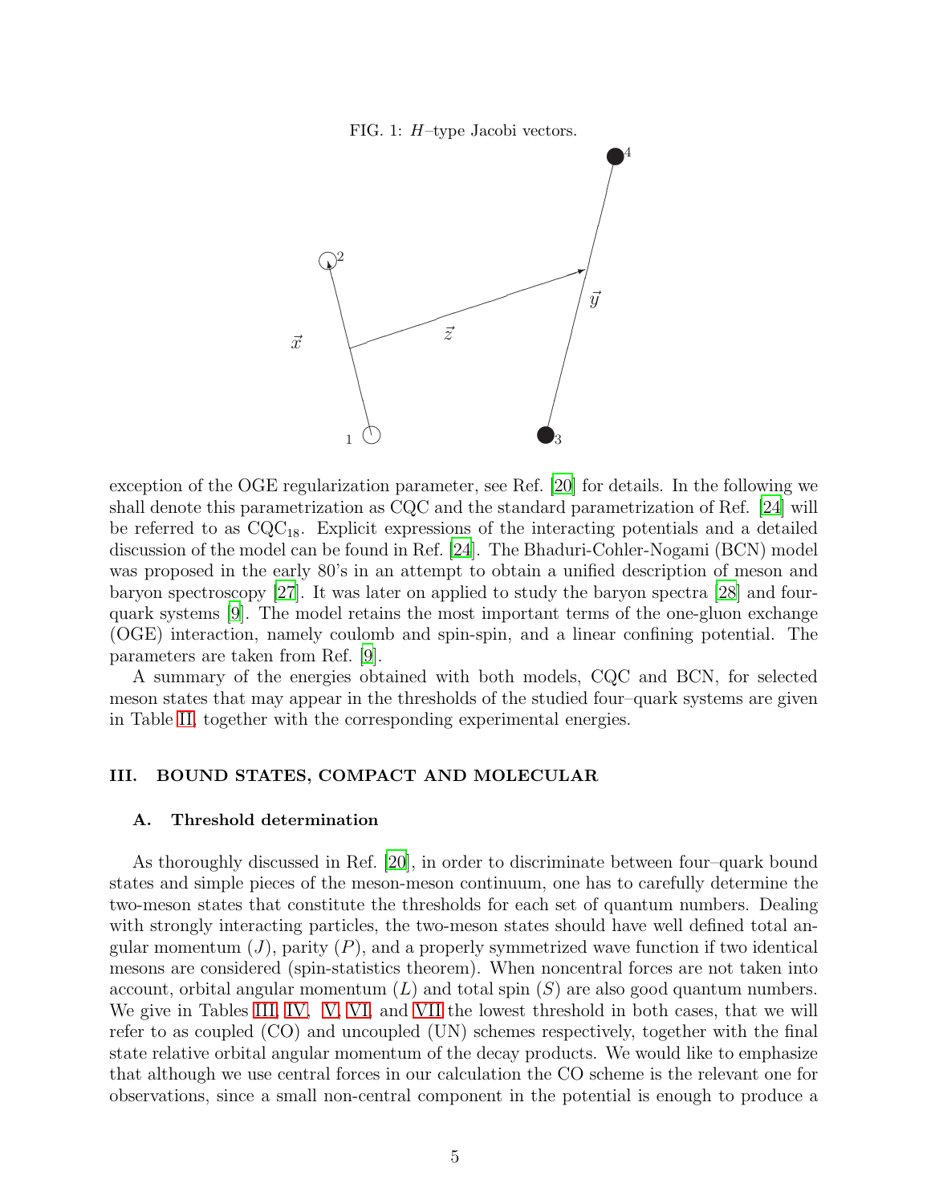FIG. 1: $H$–type Jacobi vectors.

exception of the OGE regularization parameter, see Ref. [20] for details. In the following we shall denote this parametrization as CQC and the standard parametrization of Ref. [24] will be referred to as $\mathrm{CQC}_{18}$. Explicit expressions of the interacting potentials and a detailed discussion of the model can be found in Ref. [24]. The Bhaduri-Cohler-Nogami (BCN) model was proposed in the early 80's in an attempt to obtain a unified description of meson and baryon spectroscopy [27]. It was later on applied to study the baryon spectra [28] and four-quark systems [9]. The model retains the most important terms of the one-gluon exchange (OGE) interaction, namely coulomb and spin-spin, and a linear confining potential. The parameters are taken from Ref. [9].

A summary of the energies obtained with both models, CQC and BCN, for selected meson states that may appear in the thresholds of the studied four–quark systems are given in Table II, together with the corresponding experimental energies.

## III. BOUND STATES, COMPACT AND MOLECULAR

### A. Threshold determination

As thoroughly discussed in Ref. [20], in order to discriminate between four–quark bound states and simple pieces of the meson-meson continuum, one has to carefully determine the two-meson states that constitute the thresholds for each set of quantum numbers. Dealing with strongly interacting particles, the two-meson states should have well defined total angular momentum ($J$), parity ($P$), and a properly symmetrized wave function if two identical mesons are considered (spin-statistics theorem). When noncentral forces are not taken into account, orbital angular momentum ($L$) and total spin ($S$) are also good quantum numbers. We give in Tables III, IV, V, VI, and VII the lowest threshold in both cases, that we will refer to as coupled (CO) and uncoupled (UN) schemes respectively, together with the final state relative orbital angular momentum of the decay products. We would like to emphasize that although we use central forces in our calculation the CO scheme is the relevant one for observations, since a small non-central component in the potential is enough to produce a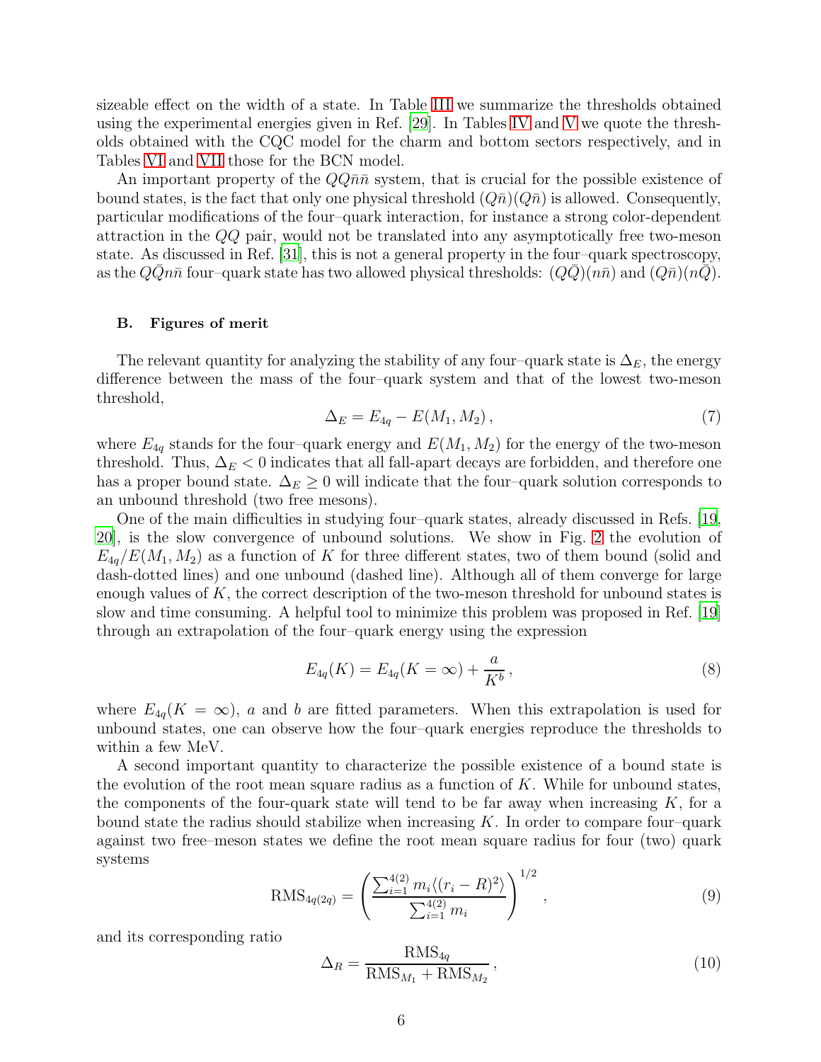sizeable effect on the width of a state. In Table III we summarize the thresholds obtained using the experimental energies given in Ref. [29]. In Tables IV and V we quote the thresholds obtained with the CQC model for the charm and bottom sectors respectively, and in Tables VI and VII those for the BCN model.

An important property of the $QQ\bar{n}\bar{n}$ system, that is crucial for the possible existence of bound states, is the fact that only one physical threshold $(Q\bar{n})(Q\bar{n})$ is allowed. Consequently, particular modifications of the four–quark interaction, for instance a strong color-dependent attraction in the $QQ$ pair, would not be translated into any asymptotically free two-meson state. As discussed in Ref. [31], this is not a general property in the four–quark spectroscopy, as the $Q\bar{Q}n\bar{n}$ four–quark state has two allowed physical thresholds: $(Q\bar{Q})(n\bar{n})$ and $(Q\bar{n})(n\bar{Q})$.

### B. Figures of merit

The relevant quantity for analyzing the stability of any four–quark state is $\Delta_E$, the energy difference between the mass of the four–quark system and that of the lowest two-meson threshold,

$$\Delta_E = E_{4q} - E(M_1, M_2)\,, \tag{7}$$

where $E_{4q}$ stands for the four–quark energy and $E(M_1, M_2)$ for the energy of the two-meson threshold. Thus, $\Delta_E < 0$ indicates that all fall-apart decays are forbidden, and therefore one has a proper bound state. $\Delta_E \geq 0$ will indicate that the four–quark solution corresponds to an unbound threshold (two free mesons).

One of the main difficulties in studying four–quark states, already discussed in Refs. [19, 20], is the slow convergence of unbound solutions. We show in Fig. 2 the evolution of $E_{4q}/E(M_1, M_2)$ as a function of $K$ for three different states, two of them bound (solid and dash-dotted lines) and one unbound (dashed line). Although all of them converge for large enough values of $K$, the correct description of the two-meson threshold for unbound states is slow and time consuming. A helpful tool to minimize this problem was proposed in Ref. [19] through an extrapolation of the four–quark energy using the expression

$$E_{4q}(K) = E_{4q}(K = \infty) + \frac{a}{K^b}\,, \tag{8}$$

where $E_{4q}(K = \infty)$, $a$ and $b$ are fitted parameters. When this extrapolation is used for unbound states, one can observe how the four–quark energies reproduce the thresholds to within a few MeV.

A second important quantity to characterize the possible existence of a bound state is the evolution of the root mean square radius as a function of $K$. While for unbound states, the components of the four-quark state will tend to be far away when increasing $K$, for a bound state the radius should stabilize when increasing $K$. In order to compare four–quark against two free–meson states we define the root mean square radius for four (two) quark systems

$$\text{RMS}_{4q(2q)} = \left( \frac{\sum_{i=1}^{4(2)} m_i \langle (r_i - R)^2 \rangle}{\sum_{i=1}^{4(2)} m_i} \right)^{1/2}\,, \tag{9}$$

and its corresponding ratio

$$\Delta_R = \frac{\text{RMS}_{4q}}{\text{RMS}_{M_1} + \text{RMS}_{M_2}}\,, \tag{10}$$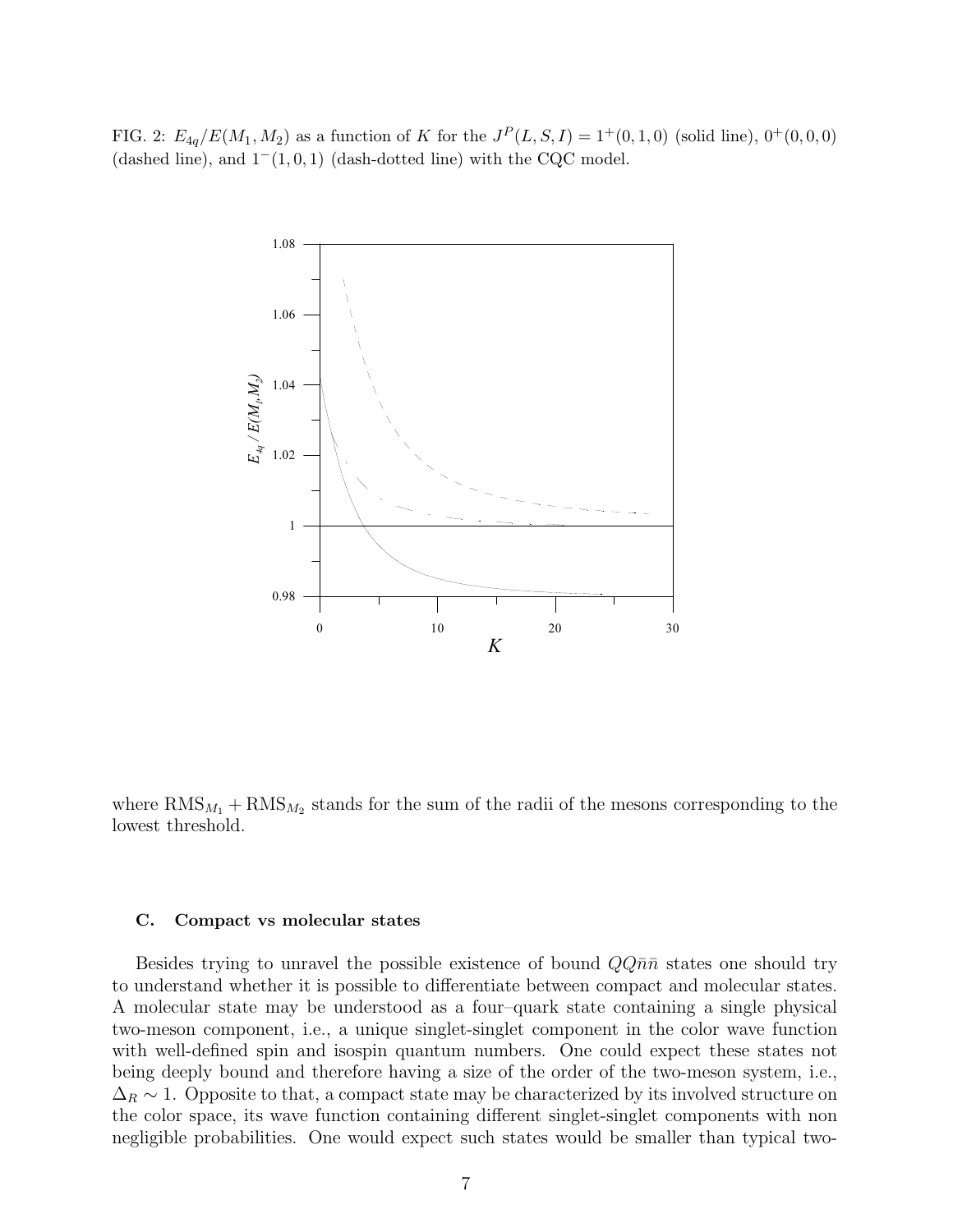FIG. 2: $E_{4q}/E(M_1, M_2)$ as a function of $K$ for the $J^P(L, S, I) = 1^+(0, 1, 0)$ (solid line), $0^+(0, 0, 0)$ (dashed line), and $1^-(1, 0, 1)$ (dash-dotted line) with the CQC model.

where $\mathrm{RMS}_{M_1} + \mathrm{RMS}_{M_2}$ stands for the sum of the radii of the mesons corresponding to the lowest threshold.

### C. Compact vs molecular states

Besides trying to unravel the possible existence of bound $QQ\bar{n}\bar{n}$ states one should try to understand whether it is possible to differentiate between compact and molecular states. A molecular state may be understood as a four–quark state containing a single physical two-meson component, i.e., a unique singlet-singlet component in the color wave function with well-defined spin and isospin quantum numbers. One could expect these states not being deeply bound and therefore having a size of the order of the two-meson system, i.e., $\Delta_R \sim 1$. Opposite to that, a compact state may be characterized by its involved structure on the color space, its wave function containing different singlet-singlet components with non negligible probabilities. One would expect such states would be smaller than typical two-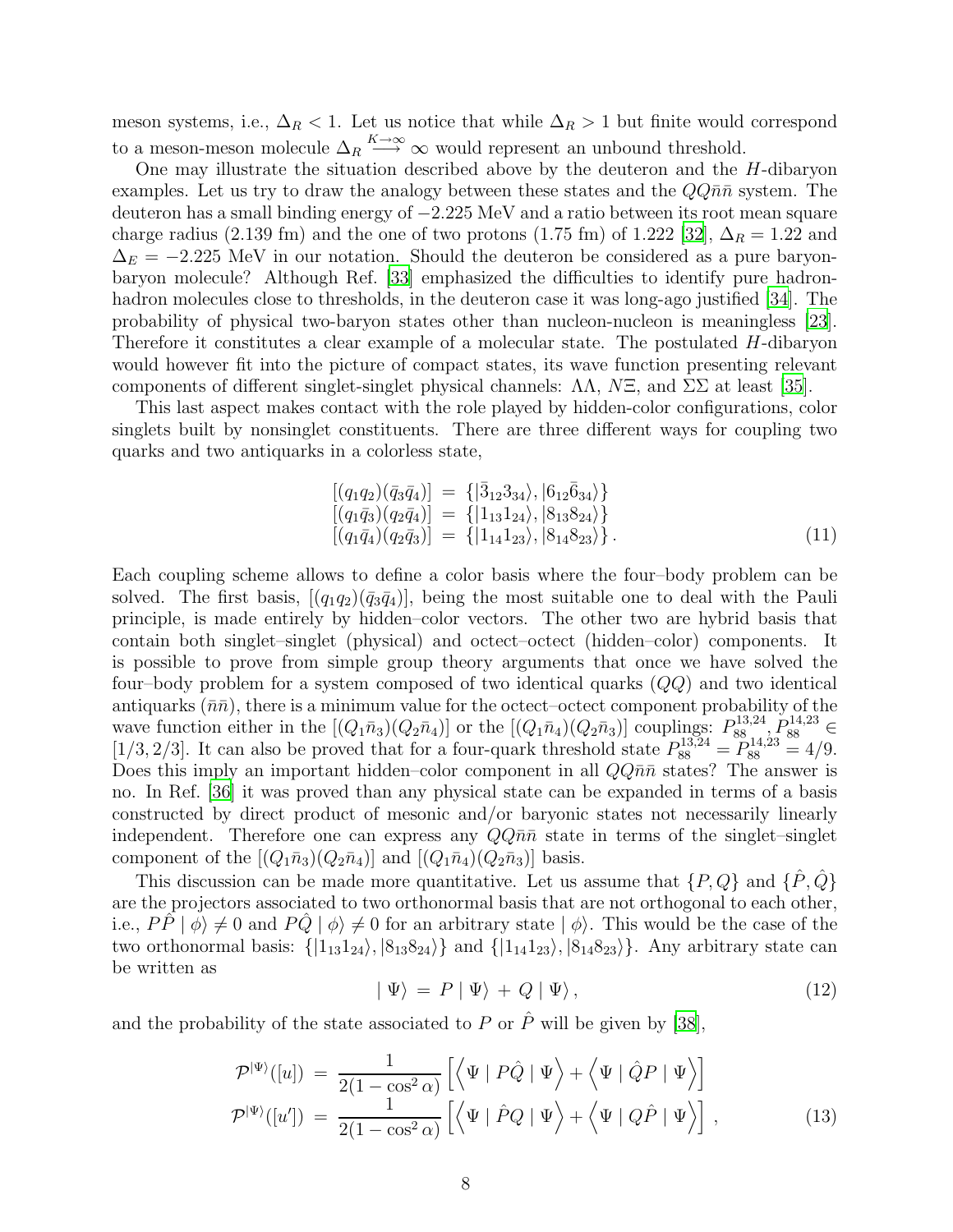meson systems, i.e., $\Delta_R < 1$. Let us notice that while $\Delta_R > 1$ but finite would correspond to a meson-meson molecule $\Delta_R \stackrel{K\to\infty}{\longrightarrow} \infty$ would represent an unbound threshold.

One may illustrate the situation described above by the deuteron and the $H$-dibaryon examples. Let us try to draw the analogy between these states and the $QQ\bar{n}\bar{n}$ system. The deuteron has a small binding energy of $-2.225$ MeV and a ratio between its root mean square charge radius (2.139 fm) and the one of two protons (1.75 fm) of 1.222 [32], $\Delta_R = 1.22$ and $\Delta_E = -2.225$ MeV in our notation. Should the deuteron be considered as a pure baryon-baryon molecule? Although Ref. [33] emphasized the difficulties to identify pure hadron-hadron molecules close to thresholds, in the deuteron case it was long-ago justified [34]. The probability of physical two-baryon states other than nucleon-nucleon is meaningless [23]. Therefore it constitutes a clear example of a molecular state. The postulated $H$-dibaryon would however fit into the picture of compact states, its wave function presenting relevant components of different singlet-singlet physical channels: $\Lambda\Lambda$, $N\Xi$, and $\Sigma\Sigma$ at least [35].

This last aspect makes contact with the role played by hidden-color configurations, color singlets built by nonsinglet constituents. There are three different ways for coupling two quarks and two antiquarks in a colorless state,

$$
\begin{aligned}
[(q_1q_2)(\bar{q}_3\bar{q}_4)] &= \{|\bar{3}_{12}3_{34}\rangle, |6_{12}\bar{6}_{34}\rangle\} \\
[(q_1\bar{q}_3)(q_2\bar{q}_4)] &= \{|1_{13}1_{24}\rangle, |8_{13}8_{24}\rangle\} \\
[(q_1\bar{q}_4)(q_2\bar{q}_3)] &= \{|1_{14}1_{23}\rangle, |8_{14}8_{23}\rangle\}\,.
\end{aligned}
\tag{11}
$$

Each coupling scheme allows to define a color basis where the four–body problem can be solved. The first basis, $[(q_1q_2)(\bar{q}_3\bar{q}_4)]$, being the most suitable one to deal with the Pauli principle, is made entirely by hidden–color vectors. The other two are hybrid basis that contain both singlet–singlet (physical) and octect–octect (hidden–color) components. It is possible to prove from simple group theory arguments that once we have solved the four–body problem for a system composed of two identical quarks ($QQ$) and two identical antiquarks ($\bar{n}\bar{n}$), there is a minimum value for the octect–octect component probability of the wave function either in the $[(Q_1\bar{n}_3)(Q_2\bar{n}_4)]$ or the $[(Q_1\bar{n}_4)(Q_2\bar{n}_3)]$ couplings: $P_{88}^{13,24}, P_{88}^{14,23} \in [1/3, 2/3]$. It can also be proved that for a four-quark threshold state $P_{88}^{13,24} = P_{88}^{14,23} = 4/9$. Does this imply an important hidden–color component in all $QQ\bar{n}\bar{n}$ states? The answer is no. In Ref. [36] it was proved than any physical state can be expanded in terms of a basis constructed by direct product of mesonic and/or baryonic states not necessarily linearly independent. Therefore one can express any $QQ\bar{n}\bar{n}$ state in terms of the singlet–singlet component of the $[(Q_1\bar{n}_3)(Q_2\bar{n}_4)]$ and $[(Q_1\bar{n}_4)(Q_2\bar{n}_3)]$ basis.

This discussion can be made more quantitative. Let us assume that $\{P, Q\}$ and $\{\hat{P}, \hat{Q}\}$ are the projectors associated to two orthonormal basis that are not orthogonal to each other, i.e., $P\hat{P} \mid \phi\rangle \neq 0$ and $P\hat{Q} \mid \phi\rangle \neq 0$ for an arbitrary state $\mid \phi\rangle$. This would be the case of the two orthonormal basis: $\{|1_{13}1_{24}\rangle, |8_{13}8_{24}\rangle\}$ and $\{|1_{14}1_{23}\rangle, |8_{14}8_{23}\rangle\}$. Any arbitrary state can be written as

$$
\mid \Psi\rangle \,=\, P \mid \Psi\rangle \,+\, Q \mid \Psi\rangle\,,
\tag{12}
$$

and the probability of the state associated to $P$ or $\hat{P}$ will be given by [38],

$$
\begin{aligned}
\mathcal{P}^{|\Psi\rangle}([u]) &= \frac{1}{2(1-\cos^2\alpha)}\left[\left\langle \Psi \mid P\hat{Q} \mid \Psi\right\rangle + \left\langle \Psi \mid \hat{Q}P \mid \Psi\right\rangle\right] \\
\mathcal{P}^{|\Psi\rangle}([u']) &= \frac{1}{2(1-\cos^2\alpha)}\left[\left\langle \Psi \mid \hat{P}Q \mid \Psi\right\rangle + \left\langle \Psi \mid Q\hat{P} \mid \Psi\right\rangle\right]\,,
\end{aligned}
\tag{13}
$$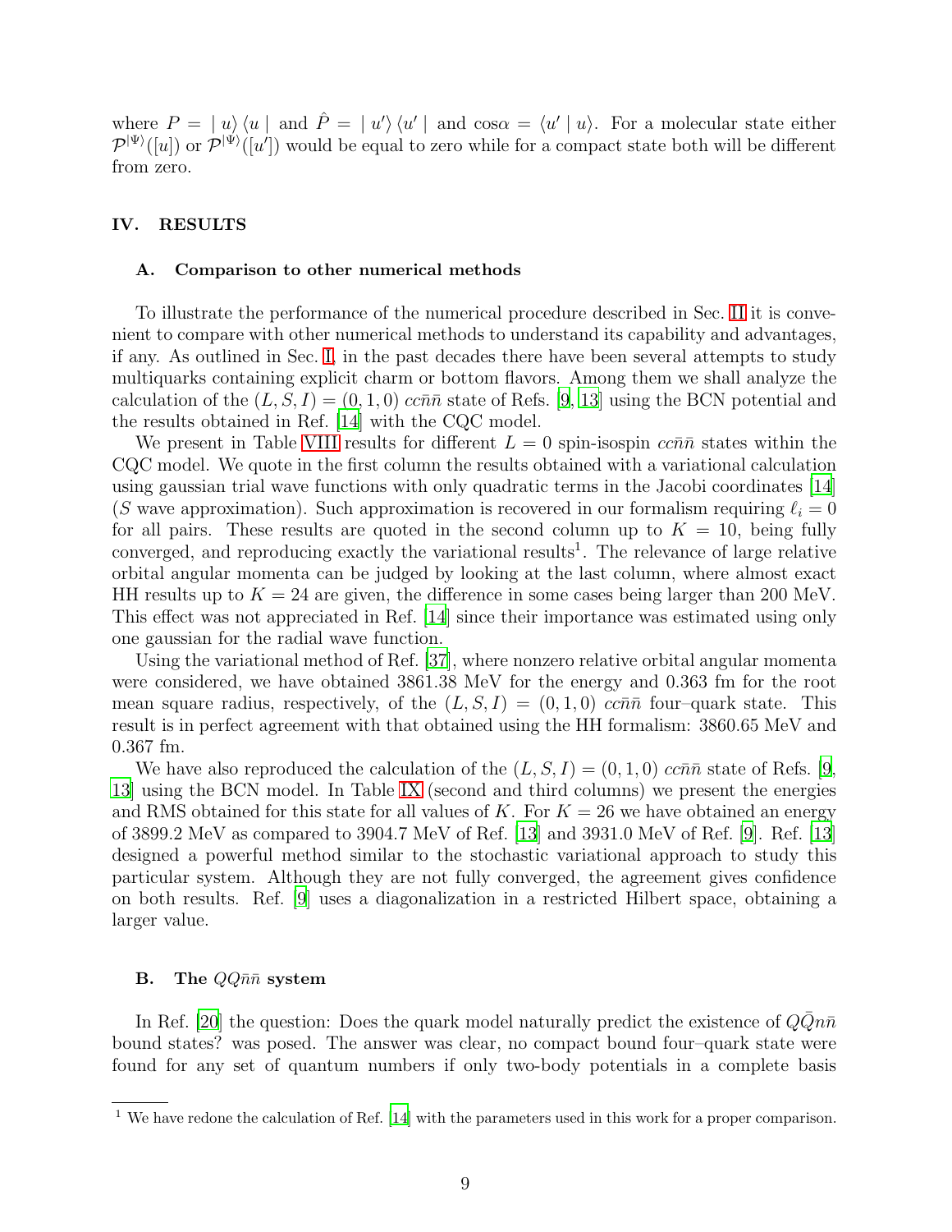where $P = |\, u\rangle \langle u \,|$ and $\hat{P} = |\, u'\rangle \langle u' \,|$ and $\cos\alpha = \langle u' \mid u\rangle$. For a molecular state either $\mathcal{P}^{|\Psi\rangle}([u])$ or $\mathcal{P}^{|\Psi\rangle}([u'])$ would be equal to zero while for a compact state both will be different from zero.

## IV. RESULTS

### A. Comparison to other numerical methods

To illustrate the performance of the numerical procedure described in Sec. II it is convenient to compare with other numerical methods to understand its capability and advantages, if any. As outlined in Sec. I, in the past decades there have been several attempts to study multiquarks containing explicit charm or bottom flavors. Among them we shall analyze the calculation of the $(L, S, I) = (0, 1, 0)$ $cc\bar{n}\bar{n}$ state of Refs. [9, 13] using the BCN potential and the results obtained in Ref. [14] with the CQC model.

We present in Table VIII results for different $L = 0$ spin-isospin $cc\bar{n}\bar{n}$ states within the CQC model. We quote in the first column the results obtained with a variational calculation using gaussian trial wave functions with only quadratic terms in the Jacobi coordinates [14] ($S$ wave approximation). Such approximation is recovered in our formalism requiring $\ell_i = 0$ for all pairs. These results are quoted in the second column up to $K = 10$, being fully converged, and reproducing exactly the variational results[1]. The relevance of large relative orbital angular momenta can be judged by looking at the last column, where almost exact HH results up to $K = 24$ are given, the difference in some cases being larger than 200 MeV. This effect was not appreciated in Ref. [14] since their importance was estimated using only one gaussian for the radial wave function.

Using the variational method of Ref. [37], where nonzero relative orbital angular momenta were considered, we have obtained 3861.38 MeV for the energy and 0.363 fm for the root mean square radius, respectively, of the $(L, S, I) = (0, 1, 0)$ $cc\bar{n}\bar{n}$ four–quark state. This result is in perfect agreement with that obtained using the HH formalism: 3860.65 MeV and 0.367 fm.

We have also reproduced the calculation of the $(L, S, I) = (0, 1, 0)$ $cc\bar{n}\bar{n}$ state of Refs. [9, 13] using the BCN model. In Table IX (second and third columns) we present the energies and RMS obtained for this state for all values of $K$. For $K = 26$ we have obtained an energy of 3899.2 MeV as compared to 3904.7 MeV of Ref. [13] and 3931.0 MeV of Ref. [9]. Ref. [13] designed a powerful method similar to the stochastic variational approach to study this particular system. Although they are not fully converged, the agreement gives confidence on both results. Ref. [9] uses a diagonalization in a restricted Hilbert space, obtaining a larger value.

### B. The $QQ\bar{n}\bar{n}$ system

In Ref. [20] the question: Does the quark model naturally predict the existence of $Q\bar{Q}n\bar{n}$ bound states? was posed. The answer was clear, no compact bound four–quark state were found for any set of quantum numbers if only two-body potentials in a complete basis

[1] We have redone the calculation of Ref. [14] with the parameters used in this work for a proper comparison.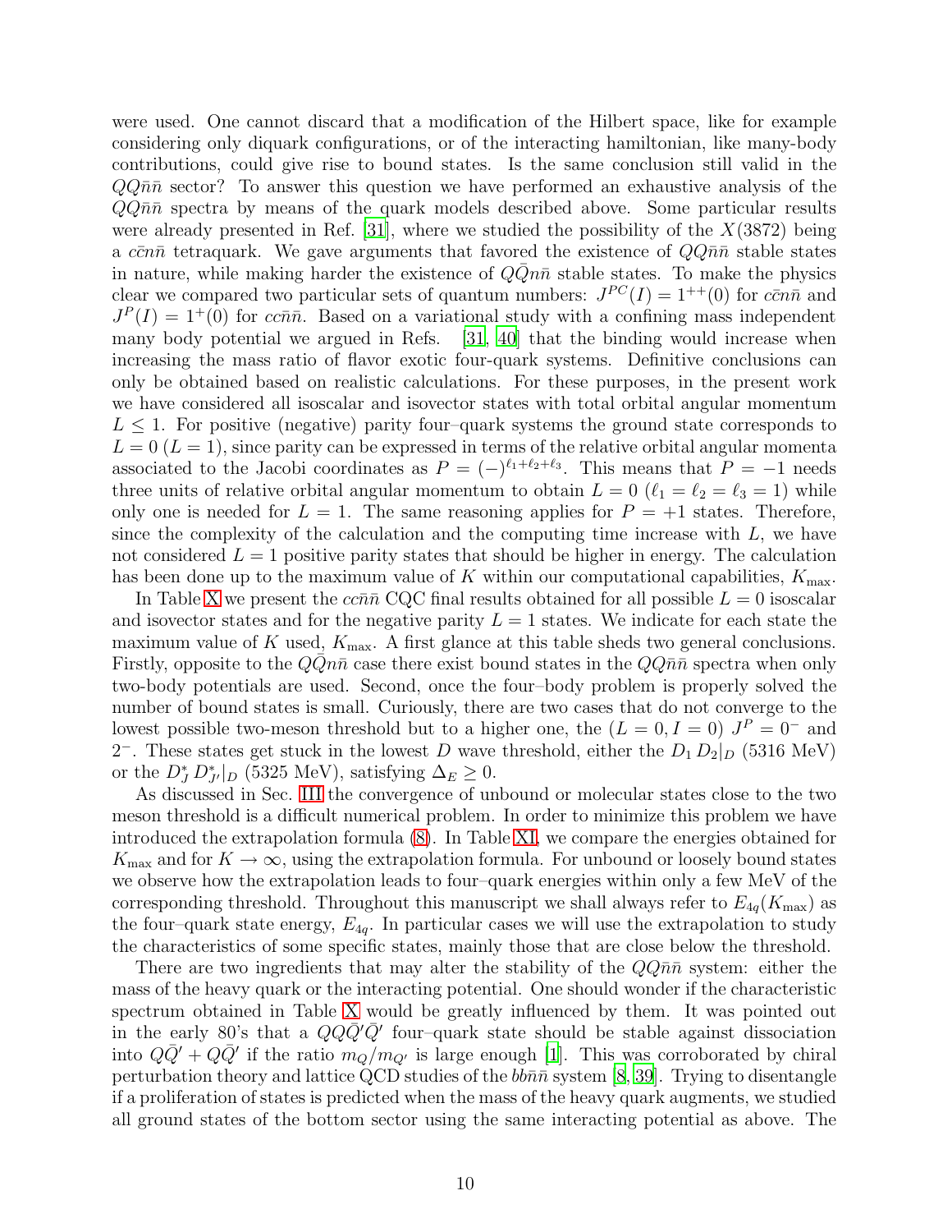were used. One cannot discard that a modification of the Hilbert space, like for example considering only diquark configurations, or of the interacting hamiltonian, like many-body contributions, could give rise to bound states. Is the same conclusion still valid in the $QQ\bar{n}\bar{n}$ sector? To answer this question we have performed an exhaustive analysis of the $QQ\bar{n}\bar{n}$ spectra by means of the quark models described above. Some particular results were already presented in Ref. [31], where we studied the possibility of the $X(3872)$ being a $c\bar{c}n\bar{n}$ tetraquark. We gave arguments that favored the existence of $QQ\bar{n}\bar{n}$ stable states in nature, while making harder the existence of $Q\bar{Q}n\bar{n}$ stable states. To make the physics clear we compared two particular sets of quantum numbers: $J^{PC}(I) = 1^{++}(0)$ for $c\bar{c}n\bar{n}$ and $J^P(I) = 1^+(0)$ for $cc\bar{n}\bar{n}$. Based on a variational study with a confining mass independent many body potential we argued in Refs. [31, 40] that the binding would increase when increasing the mass ratio of flavor exotic four-quark systems. Definitive conclusions can only be obtained based on realistic calculations. For these purposes, in the present work we have considered all isoscalar and isovector states with total orbital angular momentum $L \leq 1$. For positive (negative) parity four–quark systems the ground state corresponds to $L = 0$ ($L = 1$), since parity can be expressed in terms of the relative orbital angular momenta associated to the Jacobi coordinates as $P = (-)^{\ell_1+\ell_2+\ell_3}$. This means that $P = -1$ needs three units of relative orbital angular momentum to obtain $L = 0$ ($\ell_1 = \ell_2 = \ell_3 = 1$) while only one is needed for $L = 1$. The same reasoning applies for $P = +1$ states. Therefore, since the complexity of the calculation and the computing time increase with $L$, we have not considered $L = 1$ positive parity states that should be higher in energy. The calculation has been done up to the maximum value of $K$ within our computational capabilities, $K_{\max}$.

In Table X we present the $cc\bar{n}\bar{n}$ CQC final results obtained for all possible $L = 0$ isoscalar and isovector states and for the negative parity $L = 1$ states. We indicate for each state the maximum value of $K$ used, $K_{\max}$. A first glance at this table sheds two general conclusions. Firstly, opposite to the $Q\bar{Q}n\bar{n}$ case there exist bound states in the $QQ\bar{n}\bar{n}$ spectra when only two-body potentials are used. Second, once the four–body problem is properly solved the number of bound states is small. Curiously, there are two cases that do not converge to the lowest possible two-meson threshold but to a higher one, the $(L = 0, I = 0)$ $J^P = 0^-$ and $2^-$. These states get stuck in the lowest $D$ wave threshold, either the $D_1\, D_2|_D$ (5316 MeV) or the $D^*_J\, D^*_{J'}|_D$ (5325 MeV), satisfying $\Delta_E \geq 0$.

As discussed in Sec. III the convergence of unbound or molecular states close to the two meson threshold is a difficult numerical problem. In order to minimize this problem we have introduced the extrapolation formula (8). In Table XI, we compare the energies obtained for $K_{\max}$ and for $K \to \infty$, using the extrapolation formula. For unbound or loosely bound states we observe how the extrapolation leads to four–quark energies within only a few MeV of the corresponding threshold. Throughout this manuscript we shall always refer to $E_{4q}(K_{\max})$ as the four–quark state energy, $E_{4q}$. In particular cases we will use the extrapolation to study the characteristics of some specific states, mainly those that are close below the threshold.

There are two ingredients that may alter the stability of the $QQ\bar{n}\bar{n}$ system: either the mass of the heavy quark or the interacting potential. One should wonder if the characteristic spectrum obtained in Table X would be greatly influenced by them. It was pointed out in the early 80's that a $QQ\bar{Q}'\bar{Q}'$ four–quark state should be stable against dissociation into $Q\bar{Q}' + Q\bar{Q}'$ if the ratio $m_Q/m_{Q'}$ is large enough [1]. This was corroborated by chiral perturbation theory and lattice QCD studies of the $bb\bar{n}\bar{n}$ system [8, 39]. Trying to disentangle if a proliferation of states is predicted when the mass of the heavy quark augments, we studied all ground states of the bottom sector using the same interacting potential as above. The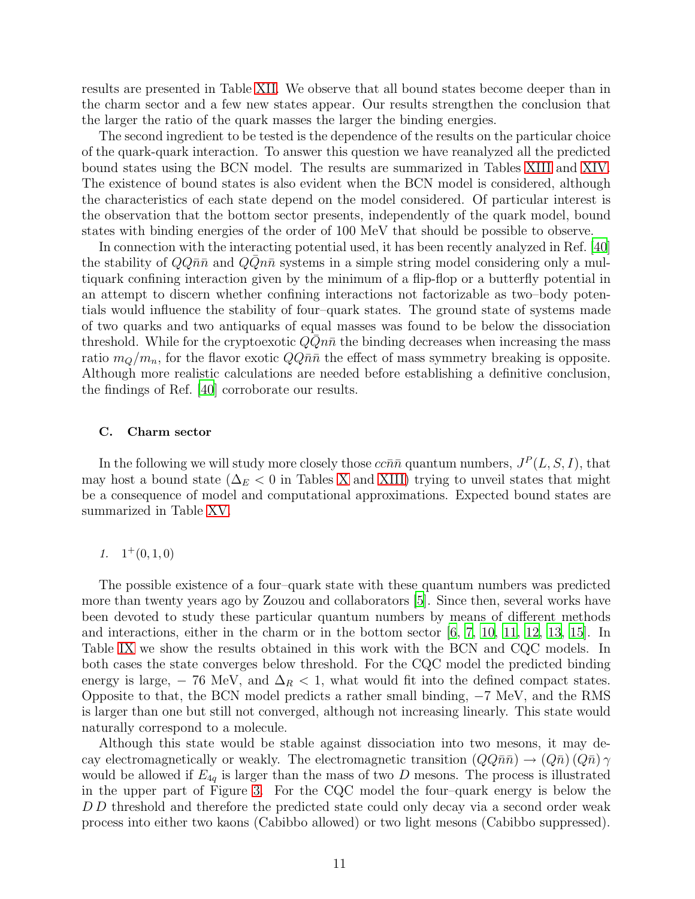results are presented in Table XII. We observe that all bound states become deeper than in the charm sector and a few new states appear. Our results strengthen the conclusion that the larger the ratio of the quark masses the larger the binding energies.

The second ingredient to be tested is the dependence of the results on the particular choice of the quark-quark interaction. To answer this question we have reanalyzed all the predicted bound states using the BCN model. The results are summarized in Tables XIII and XIV. The existence of bound states is also evident when the BCN model is considered, although the characteristics of each state depend on the model considered. Of particular interest is the observation that the bottom sector presents, independently of the quark model, bound states with binding energies of the order of 100 MeV that should be possible to observe.

In connection with the interacting potential used, it has been recently analyzed in Ref. [40] the stability of $QQ\bar{n}\bar{n}$ and $Q\bar{Q}n\bar{n}$ systems in a simple string model considering only a multiquark confining interaction given by the minimum of a flip-flop or a butterfly potential in an attempt to discern whether confining interactions not factorizable as two–body potentials would influence the stability of four–quark states. The ground state of systems made of two quarks and two antiquarks of equal masses was found to be below the dissociation threshold. While for the cryptoexotic $Q\bar{Q}n\bar{n}$ the binding decreases when increasing the mass ratio $m_Q/m_n$, for the flavor exotic $QQ\bar{n}\bar{n}$ the effect of mass symmetry breaking is opposite. Although more realistic calculations are needed before establishing a definitive conclusion, the findings of Ref. [40] corroborate our results.

### C. Charm sector

In the following we will study more closely those $cc\bar{n}\bar{n}$ quantum numbers, $J^P(L,S,I)$, that may host a bound state ($\Delta_E < 0$ in Tables X and XIII) trying to unveil states that might be a consequence of model and computational approximations. Expected bound states are summarized in Table XV.

#### 1. $1^+(0,1,0)$

The possible existence of a four–quark state with these quantum numbers was predicted more than twenty years ago by Zouzou and collaborators [5]. Since then, several works have been devoted to study these particular quantum numbers by means of different methods and interactions, either in the charm or in the bottom sector [6, 7, 10, 11, 12, 13, 15]. In Table IX we show the results obtained in this work with the BCN and CQC models. In both cases the state converges below threshold. For the CQC model the predicted binding energy is large, − 76 MeV, and $\Delta_R < 1$, what would fit into the defined compact states. Opposite to that, the BCN model predicts a rather small binding, −7 MeV, and the RMS is larger than one but still not converged, although not increasing linearly. This state would naturally correspond to a molecule.

Although this state would be stable against dissociation into two mesons, it may decay electromagnetically or weakly. The electromagnetic transition $(QQ\bar{n}\bar{n}) \rightarrow (Q\bar{n})\,(Q\bar{n})\,\gamma$ would be allowed if $E_{4q}$ is larger than the mass of two $D$ mesons. The process is illustrated in the upper part of Figure 3. For the CQC model the four–quark energy is below the $D\,D$ threshold and therefore the predicted state could only decay via a second order weak process into either two kaons (Cabibbo allowed) or two light mesons (Cabibbo suppressed).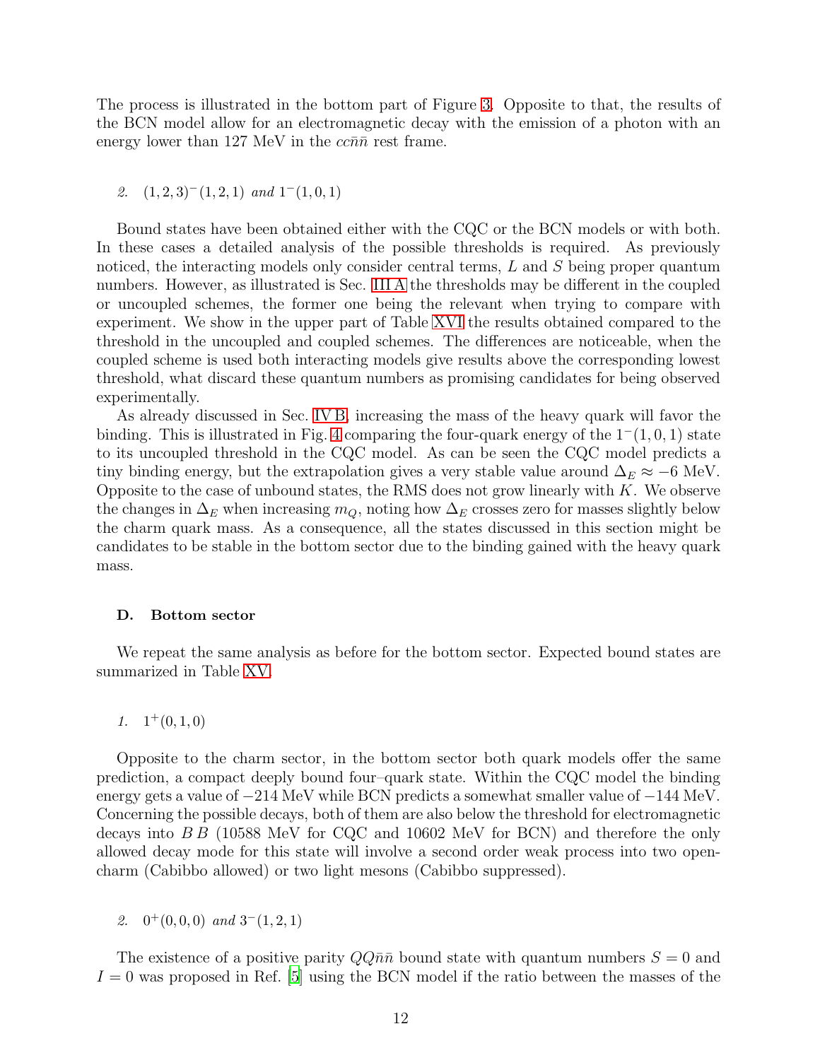The process is illustrated in the bottom part of Figure 3. Opposite to that, the results of the BCN model allow for an electromagnetic decay with the emission of a photon with an energy lower than 127 MeV in the $cc\bar{n}\bar{n}$ rest frame.

#### 2. $(1,2,3)^-(1,2,1)$ and $1^-(1,0,1)$

Bound states have been obtained either with the CQC or the BCN models or with both. In these cases a detailed analysis of the possible thresholds is required. As previously noticed, the interacting models only consider central terms, $L$ and $S$ being proper quantum numbers. However, as illustrated is Sec. III A the thresholds may be different in the coupled or uncoupled schemes, the former one being the relevant when trying to compare with experiment. We show in the upper part of Table XVI the results obtained compared to the threshold in the uncoupled and coupled schemes. The differences are noticeable, when the coupled scheme is used both interacting models give results above the corresponding lowest threshold, what discard these quantum numbers as promising candidates for being observed experimentally.

As already discussed in Sec. IV B, increasing the mass of the heavy quark will favor the binding. This is illustrated in Fig. 4 comparing the four-quark energy of the $1^-(1,0,1)$ state to its uncoupled threshold in the CQC model. As can be seen the CQC model predicts a tiny binding energy, but the extrapolation gives a very stable value around $\Delta_E \approx -6$ MeV. Opposite to the case of unbound states, the RMS does not grow linearly with $K$. We observe the changes in $\Delta_E$ when increasing $m_Q$, noting how $\Delta_E$ crosses zero for masses slightly below the charm quark mass. As a consequence, all the states discussed in this section might be candidates to be stable in the bottom sector due to the binding gained with the heavy quark mass.

### D. Bottom sector

We repeat the same analysis as before for the bottom sector. Expected bound states are summarized in Table XV.

#### 1. $1^+(0,1,0)$

Opposite to the charm sector, in the bottom sector both quark models offer the same prediction, a compact deeply bound four–quark state. Within the CQC model the binding energy gets a value of $-214$ MeV while BCN predicts a somewhat smaller value of $-144$ MeV. Concerning the possible decays, both of them are also below the threshold for electromagnetic decays into $B\,B$ (10588 MeV for CQC and 10602 MeV for BCN) and therefore the only allowed decay mode for this state will involve a second order weak process into two open-charm (Cabibbo allowed) or two light mesons (Cabibbo suppressed).

#### 2. $0^+(0,0,0)$ and $3^-(1,2,1)$

The existence of a positive parity $QQ\bar{n}\bar{n}$ bound state with quantum numbers $S=0$ and $I=0$ was proposed in Ref. [5] using the BCN model if the ratio between the masses of the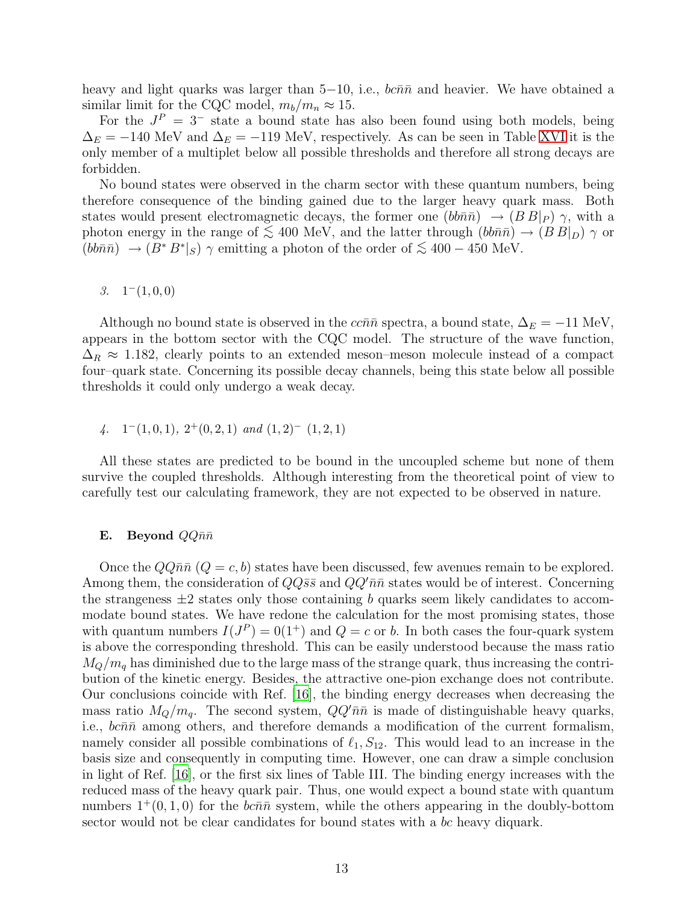heavy and light quarks was larger than 5−10, i.e., $bc\bar{n}\bar{n}$ and heavier. We have obtained a similar limit for the CQC model, $m_b/m_n \approx 15$.

For the $J^P = 3^-$ state a bound state has also been found using both models, being $\Delta_E = -140$ MeV and $\Delta_E = -119$ MeV, respectively. As can be seen in Table XVI it is the only member of a multiplet below all possible thresholds and therefore all strong decays are forbidden.

No bound states were observed in the charm sector with these quantum numbers, being therefore consequence of the binding gained due to the larger heavy quark mass. Both states would present electromagnetic decays, the former one $(bb\bar{n}\bar{n}) \rightarrow (B\,B|_P)\,\gamma$, with a photon energy in the range of $\lesssim 400$ MeV, and the latter through $(bb\bar{n}\bar{n}) \rightarrow (B\,B|_D)\,\gamma$ or $(bb\bar{n}\bar{n}) \rightarrow (B^*\,B^*|_S)\,\gamma$ emitting a photon of the order of $\lesssim 400-450$ MeV.

#### *3.* $1^-(1,0,0)$

Although no bound state is observed in the $cc\bar{n}\bar{n}$ spectra, a bound state, $\Delta_E = -11$ MeV, appears in the bottom sector with the CQC model. The structure of the wave function, $\Delta_R \approx 1.182$, clearly points to an extended meson–meson molecule instead of a compact four–quark state. Concerning its possible decay channels, being this state below all possible thresholds it could only undergo a weak decay.

#### *4.* $1^-(1,0,1)$, $2^+(0,2,1)$ *and* $(1,2)^-$ $(1,2,1)$

All these states are predicted to be bound in the uncoupled scheme but none of them survive the coupled thresholds. Although interesting from the theoretical point of view to carefully test our calculating framework, they are not expected to be observed in nature.

### E. Beyond $QQ\bar{n}\bar{n}$

Once the $QQ\bar{n}\bar{n}$ $(Q = c, b)$ states have been discussed, few avenues remain to be explored. Among them, the consideration of $QQ\bar{s}\bar{s}$ and $QQ'\bar{n}\bar{n}$ states would be of interest. Concerning the strangeness ±2 states only those containing $b$ quarks seem likely candidates to accommodate bound states. We have redone the calculation for the most promising states, those with quantum numbers $I(J^P) = 0(1^+)$ and $Q = c$ or $b$. In both cases the four-quark system is above the corresponding threshold. This can be easily understood because the mass ratio $M_Q/m_q$ has diminished due to the large mass of the strange quark, thus increasing the contribution of the kinetic energy. Besides, the attractive one-pion exchange does not contribute. Our conclusions coincide with Ref. [16], the binding energy decreases when decreasing the mass ratio $M_Q/m_q$. The second system, $QQ'\bar{n}\bar{n}$ is made of distinguishable heavy quarks, i.e., $bc\bar{n}\bar{n}$ among others, and therefore demands a modification of the current formalism, namely consider all possible combinations of $\ell_1, S_{12}$. This would lead to an increase in the basis size and consequently in computing time. However, one can draw a simple conclusion in light of Ref. [16], or the first six lines of Table III. The binding energy increases with the reduced mass of the heavy quark pair. Thus, one would expect a bound state with quantum numbers $1^+(0,1,0)$ for the $bc\bar{n}\bar{n}$ system, while the others appearing in the doubly-bottom sector would not be clear candidates for bound states with a $bc$ heavy diquark.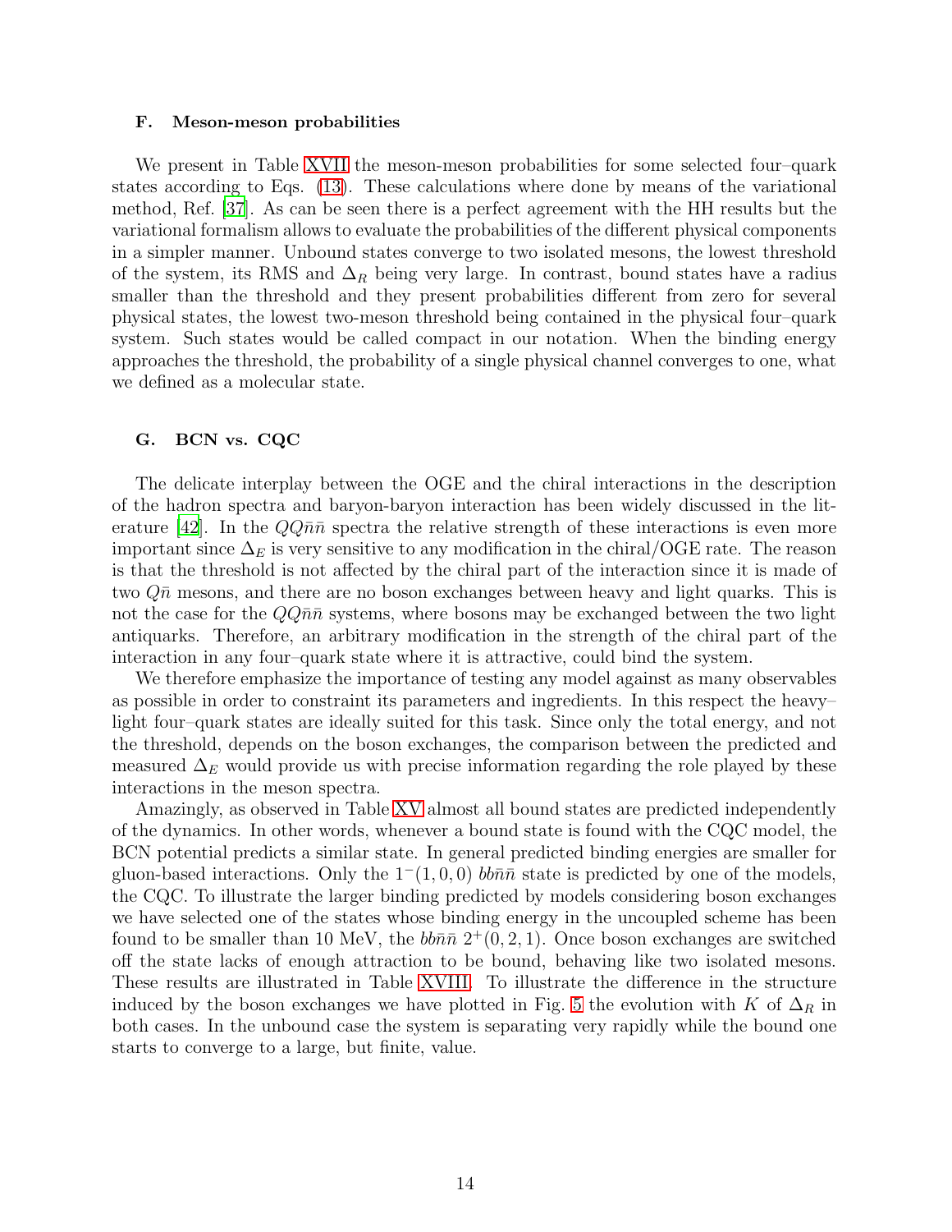### F. Meson-meson probabilities

We present in Table XVII the meson-meson probabilities for some selected four–quark states according to Eqs. (13). These calculations where done by means of the variational method, Ref. [37]. As can be seen there is a perfect agreement with the HH results but the variational formalism allows to evaluate the probabilities of the different physical components in a simpler manner. Unbound states converge to two isolated mesons, the lowest threshold of the system, its RMS and $\Delta_R$ being very large. In contrast, bound states have a radius smaller than the threshold and they present probabilities different from zero for several physical states, the lowest two-meson threshold being contained in the physical four–quark system. Such states would be called compact in our notation. When the binding energy approaches the threshold, the probability of a single physical channel converges to one, what we defined as a molecular state.

### G. BCN vs. CQC

The delicate interplay between the OGE and the chiral interactions in the description of the hadron spectra and baryon-baryon interaction has been widely discussed in the literature [42]. In the $QQ\bar{n}\bar{n}$ spectra the relative strength of these interactions is even more important since $\Delta_E$ is very sensitive to any modification in the chiral/OGE rate. The reason is that the threshold is not affected by the chiral part of the interaction since it is made of two $Q\bar{n}$ mesons, and there are no boson exchanges between heavy and light quarks. This is not the case for the $QQ\bar{n}\bar{n}$ systems, where bosons may be exchanged between the two light antiquarks. Therefore, an arbitrary modification in the strength of the chiral part of the interaction in any four–quark state where it is attractive, could bind the system.

We therefore emphasize the importance of testing any model against as many observables as possible in order to constraint its parameters and ingredients. In this respect the heavy–light four–quark states are ideally suited for this task. Since only the total energy, and not the threshold, depends on the boson exchanges, the comparison between the predicted and measured $\Delta_E$ would provide us with precise information regarding the role played by these interactions in the meson spectra.

Amazingly, as observed in Table XV almost all bound states are predicted independently of the dynamics. In other words, whenever a bound state is found with the CQC model, the BCN potential predicts a similar state. In general predicted binding energies are smaller for gluon-based interactions. Only the $1^-(1,0,0)$ $bb\bar{n}\bar{n}$ state is predicted by one of the models, the CQC. To illustrate the larger binding predicted by models considering boson exchanges we have selected one of the states whose binding energy in the uncoupled scheme has been found to be smaller than 10 MeV, the $bb\bar{n}\bar{n}$ $2^+(0,2,1)$. Once boson exchanges are switched off the state lacks of enough attraction to be bound, behaving like two isolated mesons. These results are illustrated in Table XVIII. To illustrate the difference in the structure induced by the boson exchanges we have plotted in Fig. 5 the evolution with $K$ of $\Delta_R$ in both cases. In the unbound case the system is separating very rapidly while the bound one starts to converge to a large, but finite, value.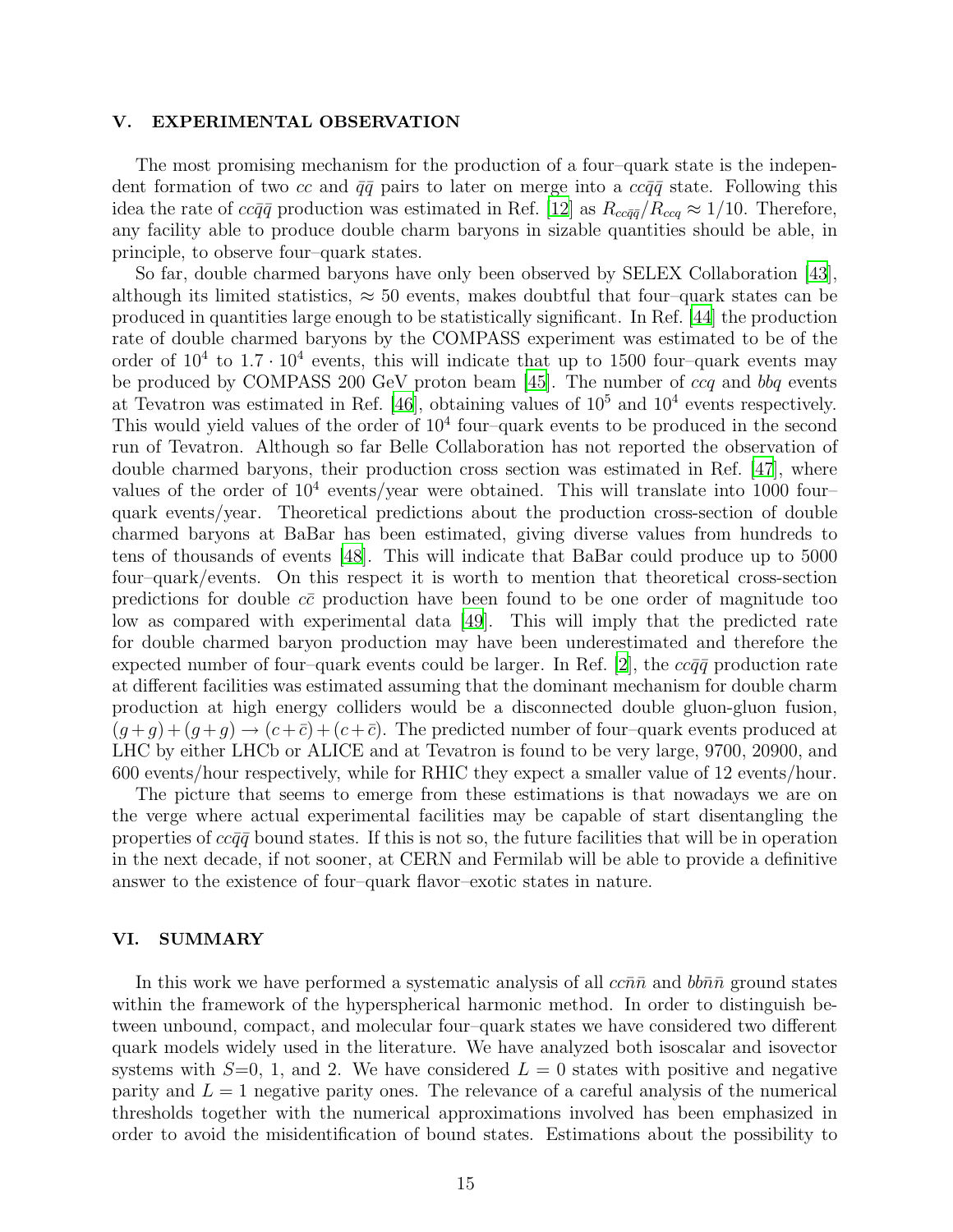## V. EXPERIMENTAL OBSERVATION

The most promising mechanism for the production of a four–quark state is the independent formation of two $cc$ and $\bar{q}\bar{q}$ pairs to later on merge into a $cc\bar{q}\bar{q}$ state. Following this idea the rate of $cc\bar{q}\bar{q}$ production was estimated in Ref. [12] as $R_{cc\bar{q}\bar{q}}/R_{ccq} \approx 1/10$. Therefore, any facility able to produce double charm baryons in sizable quantities should be able, in principle, to observe four–quark states.

So far, double charmed baryons have only been observed by SELEX Collaboration [43], although its limited statistics, $\approx 50$ events, makes doubtful that four–quark states can be produced in quantities large enough to be statistically significant. In Ref. [44] the production rate of double charmed baryons by the COMPASS experiment was estimated to be of the order of $10^4$ to $1.7 \cdot 10^4$ events, this will indicate that up to 1500 four–quark events may be produced by COMPASS 200 GeV proton beam [45]. The number of $ccq$ and $bbq$ events at Tevatron was estimated in Ref. [46], obtaining values of $10^5$ and $10^4$ events respectively. This would yield values of the order of $10^4$ four–quark events to be produced in the second run of Tevatron. Although so far Belle Collaboration has not reported the observation of double charmed baryons, their production cross section was estimated in Ref. [47], where values of the order of $10^4$ events/year were obtained. This will translate into 1000 four–quark events/year. Theoretical predictions about the production cross-section of double charmed baryons at BaBar has been estimated, giving diverse values from hundreds to tens of thousands of events [48]. This will indicate that BaBar could produce up to 5000 four–quark/events. On this respect it is worth to mention that theoretical cross-section predictions for double $c\bar{c}$ production have been found to be one order of magnitude too low as compared with experimental data [49]. This will imply that the predicted rate for double charmed baryon production may have been underestimated and therefore the expected number of four–quark events could be larger. In Ref. [2], the $cc\bar{q}\bar{q}$ production rate at different facilities was estimated assuming that the dominant mechanism for double charm production at high energy colliders would be a disconnected double gluon-gluon fusion, $(g+g)+(g+g) \to (c+\bar{c})+(c+\bar{c})$. The predicted number of four–quark events produced at LHC by either LHCb or ALICE and at Tevatron is found to be very large, 9700, 20900, and 600 events/hour respectively, while for RHIC they expect a smaller value of 12 events/hour.

The picture that seems to emerge from these estimations is that nowadays we are on the verge where actual experimental facilities may be capable of start disentangling the properties of $cc\bar{q}\bar{q}$ bound states. If this is not so, the future facilities that will be in operation in the next decade, if not sooner, at CERN and Fermilab will be able to provide a definitive answer to the existence of four–quark flavor–exotic states in nature.

## VI. SUMMARY

In this work we have performed a systematic analysis of all $cc\bar{n}\bar{n}$ and $bb\bar{n}\bar{n}$ ground states within the framework of the hyperspherical harmonic method. In order to distinguish between unbound, compact, and molecular four–quark states we have considered two different quark models widely used in the literature. We have analyzed both isoscalar and isovector systems with $S$=0, 1, and 2. We have considered $L = 0$ states with positive and negative parity and $L = 1$ negative parity ones. The relevance of a careful analysis of the numerical thresholds together with the numerical approximations involved has been emphasized in order to avoid the misidentification of bound states. Estimations about the possibility to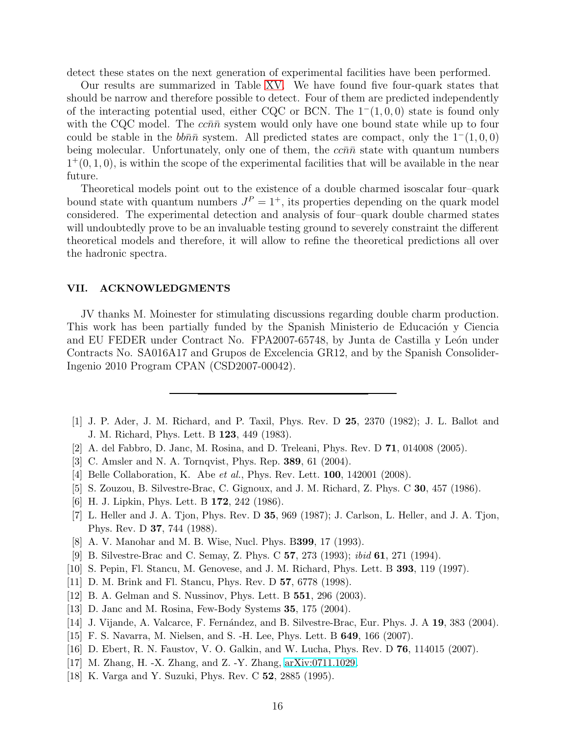detect these states on the next generation of experimental facilities have been performed.

Our results are summarized in Table XV. We have found five four-quark states that should be narrow and therefore possible to detect. Four of them are predicted independently of the interacting potential used, either CQC or BCN. The $1^-(1,0,0)$ state is found only with the CQC model. The $cc\bar{n}\bar{n}$ system would only have one bound state while up to four could be stable in the $bb\bar{n}\bar{n}$ system. All predicted states are compact, only the $1^-(1,0,0)$ being molecular. Unfortunately, only one of them, the $cc\bar{n}\bar{n}$ state with quantum numbers $1^+(0,1,0)$, is within the scope of the experimental facilities that will be available in the near future.

Theoretical models point out to the existence of a double charmed isoscalar four–quark bound state with quantum numbers $J^P = 1^+$, its properties depending on the quark model considered. The experimental detection and analysis of four–quark double charmed states will undoubtedly prove to be an invaluable testing ground to severely constraint the different theoretical models and therefore, it will allow to refine the theoretical predictions all over the hadronic spectra.

## VII. ACKNOWLEDGMENTS

JV thanks M. Moinester for stimulating discussions regarding double charm production. This work has been partially funded by the Spanish Ministerio de Educación y Ciencia and EU FEDER under Contract No. FPA2007-65748, by Junta de Castilla y León under Contracts No. SA016A17 and Grupos de Excelencia GR12, and by the Spanish Consolider-Ingenio 2010 Program CPAN (CSD2007-00042).

---

[1] J. P. Ader, J. M. Richard, and P. Taxil, Phys. Rev. D **25**, 2370 (1982); J. L. Ballot and J. M. Richard, Phys. Lett. B **123**, 449 (1983).
[2] A. del Fabbro, D. Janc, M. Rosina, and D. Treleani, Phys. Rev. D **71**, 014008 (2005).
[3] C. Amsler and N. A. Tornqvist, Phys. Rep. **389**, 61 (2004).
[4] Belle Collaboration, K. Abe *et al.*, Phys. Rev. Lett. **100**, 142001 (2008).
[5] S. Zouzou, B. Silvestre-Brac, C. Gignoux, and J. M. Richard, Z. Phys. C **30**, 457 (1986).
[6] H. J. Lipkin, Phys. Lett. B **172**, 242 (1986).
[7] L. Heller and J. A. Tjon, Phys. Rev. D **35**, 969 (1987); J. Carlson, L. Heller, and J. A. Tjon, Phys. Rev. D **37**, 744 (1988).
[8] A. V. Manohar and M. B. Wise, Nucl. Phys. B**399**, 17 (1993).
[9] B. Silvestre-Brac and C. Semay, Z. Phys. C **57**, 273 (1993); *ibid* **61**, 271 (1994).
[10] S. Pepin, Fl. Stancu, M. Genovese, and J. M. Richard, Phys. Lett. B **393**, 119 (1997).
[11] D. M. Brink and Fl. Stancu, Phys. Rev. D **57**, 6778 (1998).
[12] B. A. Gelman and S. Nussinov, Phys. Lett. B **551**, 296 (2003).
[13] D. Janc and M. Rosina, Few-Body Systems **35**, 175 (2004).
[14] J. Vijande, A. Valcarce, F. Fernández, and B. Silvestre-Brac, Eur. Phys. J. A **19**, 383 (2004).
[15] F. S. Navarra, M. Nielsen, and S. -H. Lee, Phys. Lett. B **649**, 166 (2007).
[16] D. Ebert, R. N. Faustov, V. O. Galkin, and W. Lucha, Phys. Rev. D **76**, 114015 (2007).
[17] M. Zhang, H. -X. Zhang, and Z. -Y. Zhang, arXiv:0711.1029.
[18] K. Varga and Y. Suzuki, Phys. Rev. C **52**, 2885 (1995).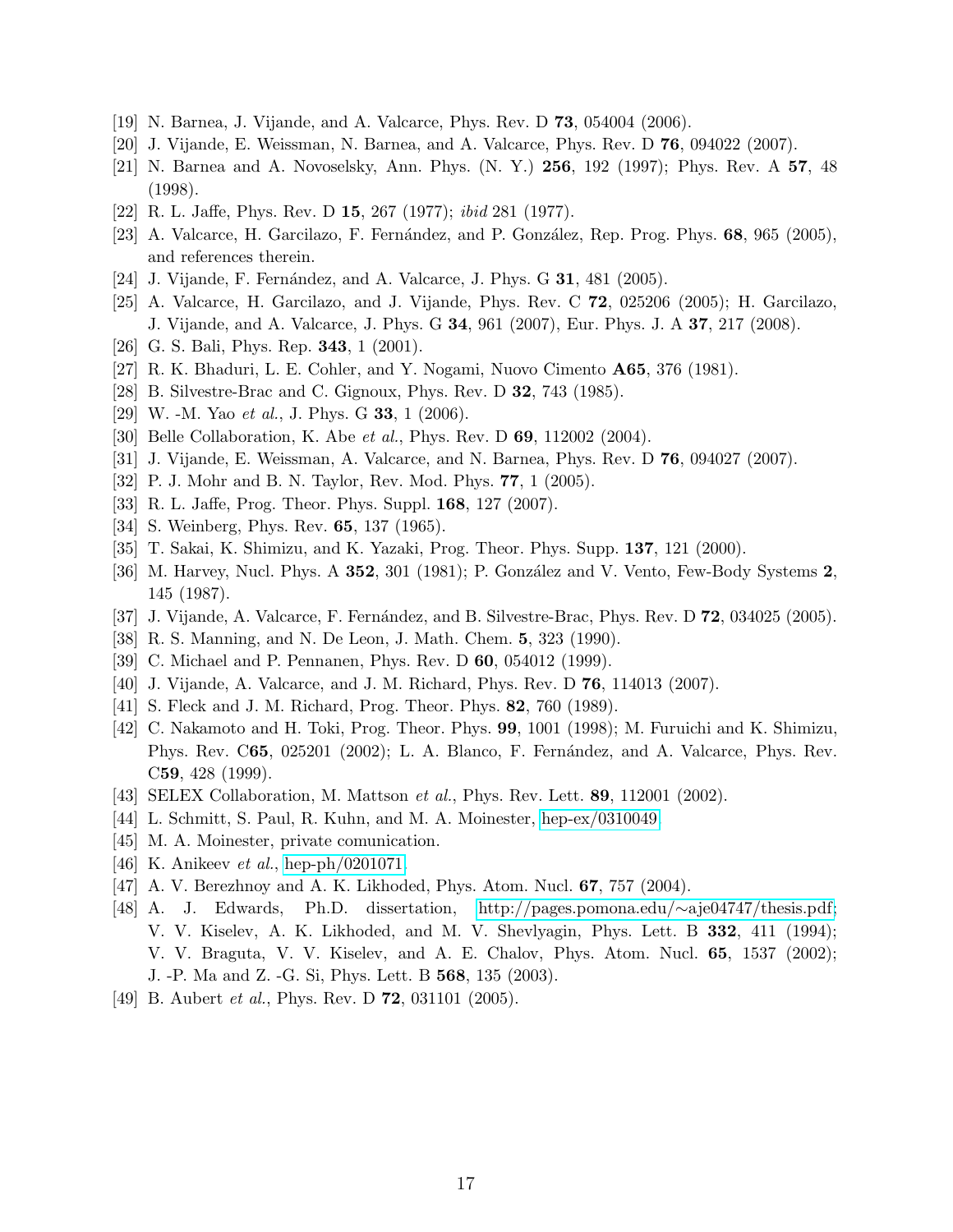[19] N. Barnea, J. Vijande, and A. Valcarce, Phys. Rev. D **73**, 054004 (2006).

[20] J. Vijande, E. Weissman, N. Barnea, and A. Valcarce, Phys. Rev. D **76**, 094022 (2007).

[21] N. Barnea and A. Novoselsky, Ann. Phys. (N. Y.) **256**, 192 (1997); Phys. Rev. A **57**, 48 (1998).

[22] R. L. Jaffe, Phys. Rev. D **15**, 267 (1977); *ibid* 281 (1977).

[23] A. Valcarce, H. Garcilazo, F. Fernández, and P. González, Rep. Prog. Phys. **68**, 965 (2005), and references therein.

[24] J. Vijande, F. Fernández, and A. Valcarce, J. Phys. G **31**, 481 (2005).

[25] A. Valcarce, H. Garcilazo, and J. Vijande, Phys. Rev. C **72**, 025206 (2005); H. Garcilazo, J. Vijande, and A. Valcarce, J. Phys. G **34**, 961 (2007), Eur. Phys. J. A **37**, 217 (2008).

[26] G. S. Bali, Phys. Rep. **343**, 1 (2001).

[27] R. K. Bhaduri, L. E. Cohler, and Y. Nogami, Nuovo Cimento **A65**, 376 (1981).

[28] B. Silvestre-Brac and C. Gignoux, Phys. Rev. D **32**, 743 (1985).

[29] W. -M. Yao *et al.*, J. Phys. G **33**, 1 (2006).

[30] Belle Collaboration, K. Abe *et al.*, Phys. Rev. D **69**, 112002 (2004).

[31] J. Vijande, E. Weissman, A. Valcarce, and N. Barnea, Phys. Rev. D **76**, 094027 (2007).

[32] P. J. Mohr and B. N. Taylor, Rev. Mod. Phys. **77**, 1 (2005).

[33] R. L. Jaffe, Prog. Theor. Phys. Suppl. **168**, 127 (2007).

[34] S. Weinberg, Phys. Rev. **65**, 137 (1965).

[35] T. Sakai, K. Shimizu, and K. Yazaki, Prog. Theor. Phys. Supp. **137**, 121 (2000).

[36] M. Harvey, Nucl. Phys. A **352**, 301 (1981); P. González and V. Vento, Few-Body Systems **2**, 145 (1987).

[37] J. Vijande, A. Valcarce, F. Fernández, and B. Silvestre-Brac, Phys. Rev. D **72**, 034025 (2005).

[38] R. S. Manning, and N. De Leon, J. Math. Chem. **5**, 323 (1990).

[39] C. Michael and P. Pennanen, Phys. Rev. D **60**, 054012 (1999).

[40] J. Vijande, A. Valcarce, and J. M. Richard, Phys. Rev. D **76**, 114013 (2007).

[41] S. Fleck and J. M. Richard, Prog. Theor. Phys. **82**, 760 (1989).

[42] C. Nakamoto and H. Toki, Prog. Theor. Phys. **99**, 1001 (1998); M. Furuichi and K. Shimizu, Phys. Rev. C**65**, 025201 (2002); L. A. Blanco, F. Fernández, and A. Valcarce, Phys. Rev. C**59**, 428 (1999).

[43] SELEX Collaboration, M. Mattson *et al.*, Phys. Rev. Lett. **89**, 112001 (2002).

[44] L. Schmitt, S. Paul, R. Kuhn, and M. A. Moinester, hep-ex/0310049.

[45] M. A. Moinester, private comunication.

[46] K. Anikeev *et al.*, hep-ph/0201071.

[47] A. V. Berezhnoy and A. K. Likhoded, Phys. Atom. Nucl. **67**, 757 (2004).

[48] A. J. Edwards, Ph.D. dissertation, http://pages.pomona.edu/∼aje04747/thesis.pdf; V. V. Kiselev, A. K. Likhoded, and M. V. Shevlyagin, Phys. Lett. B **332**, 411 (1994); V. V. Braguta, V. V. Kiselev, and A. E. Chalov, Phys. Atom. Nucl. **65**, 1537 (2002); J. -P. Ma and Z. -G. Si, Phys. Lett. B **568**, 135 (2003).

[49] B. Aubert *et al.*, Phys. Rev. D **72**, 031101 (2005).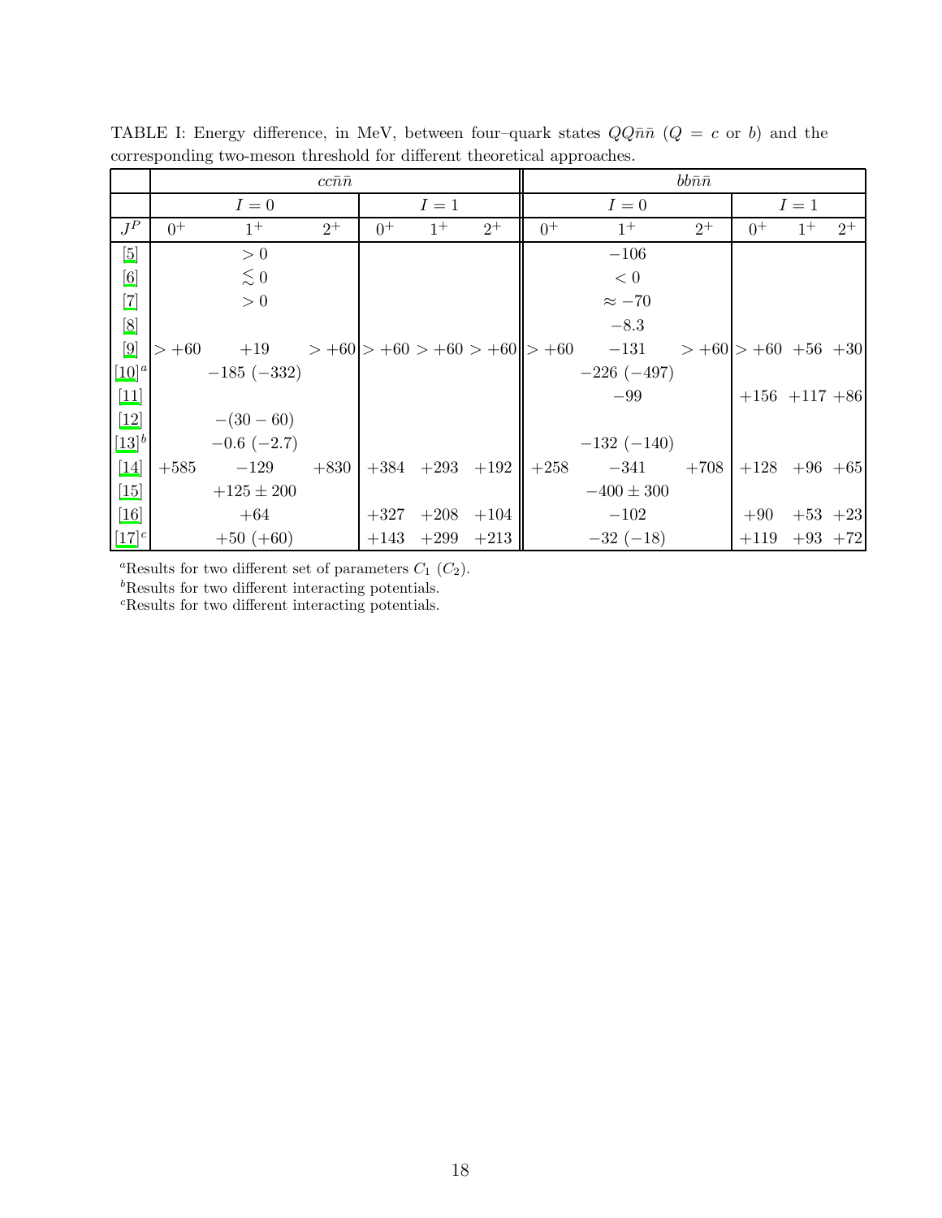TABLE I: Energy difference, in MeV, between four–quark states $QQ\bar{n}\bar{n}$ ($Q = c$ or $b$) and the corresponding two-meson threshold for different theoretical approaches.

| | $cc\bar{n}\bar{n}$ | | | | | | $bb\bar{n}\bar{n}$ | | | | | |
|---|---|---|---|---|---|---|---|---|---|---|---|---|
| | $I=0$ | | | $I=1$ | | | $I=0$ | | | $I=1$ | | |
| $J^P$ | $0^+$ | $1^+$ | $2^+$ | $0^+$ | $1^+$ | $2^+$ | $0^+$ | $1^+$ | $2^+$ | $0^+$ | $1^+$ | $2^+$ |
| [5] | | $>0$ | | | | | | $-106$ | | | | |
| [6] | | $\lesssim 0$ | | | | | | $<0$ | | | | |
| [7] | | $>0$ | | | | | | $\approx -70$ | | | | |
| [8] | | | | | | | | $-8.3$ | | | | |
| [9] | $>+60$ | $+19$ | $>+60$ | $>+60$ | $>+60$ | $>+60$ | $>+60$ | $-131$ | $>+60$ | $>+60$ | $+56$ | $+30$ |
| [10][a] | | $-185$ $(-332)$ | | | | | | $-226$ $(-497)$ | | | | |
| [11] | | | | | | | | $-99$ | | $+156$ | $+117$ | $+86$ |
| [12] | | $-(30-60)$ | | | | | | | | | | |
| [13][b] | | $-0.6$ $(-2.7)$ | | | | | | $-132$ $(-140)$ | | | | |
| [14] | $+585$ | $-129$ | $+830$ | $+384$ | $+293$ | $+192$ | $+258$ | $-341$ | $+708$ | $+128$ | $+96$ | $+65$ |
| [15] | | $+125 \pm 200$ | | | | | | $-400 \pm 300$ | | | | |
| [16] | | $+64$ | | $+327$ | $+208$ | $+104$ | | $-102$ | | $+90$ | $+53$ | $+23$ |
| [17][c] | | $+50$ $(+60)$ | | $+143$ | $+299$ | $+213$ | | $-32$ $(-18)$ | | $+119$ | $+93$ | $+72$ |

[a]Results for two different set of parameters $C_1$ ($C_2$).

[b]Results for two different interacting potentials.

[c]Results for two different interacting potentials.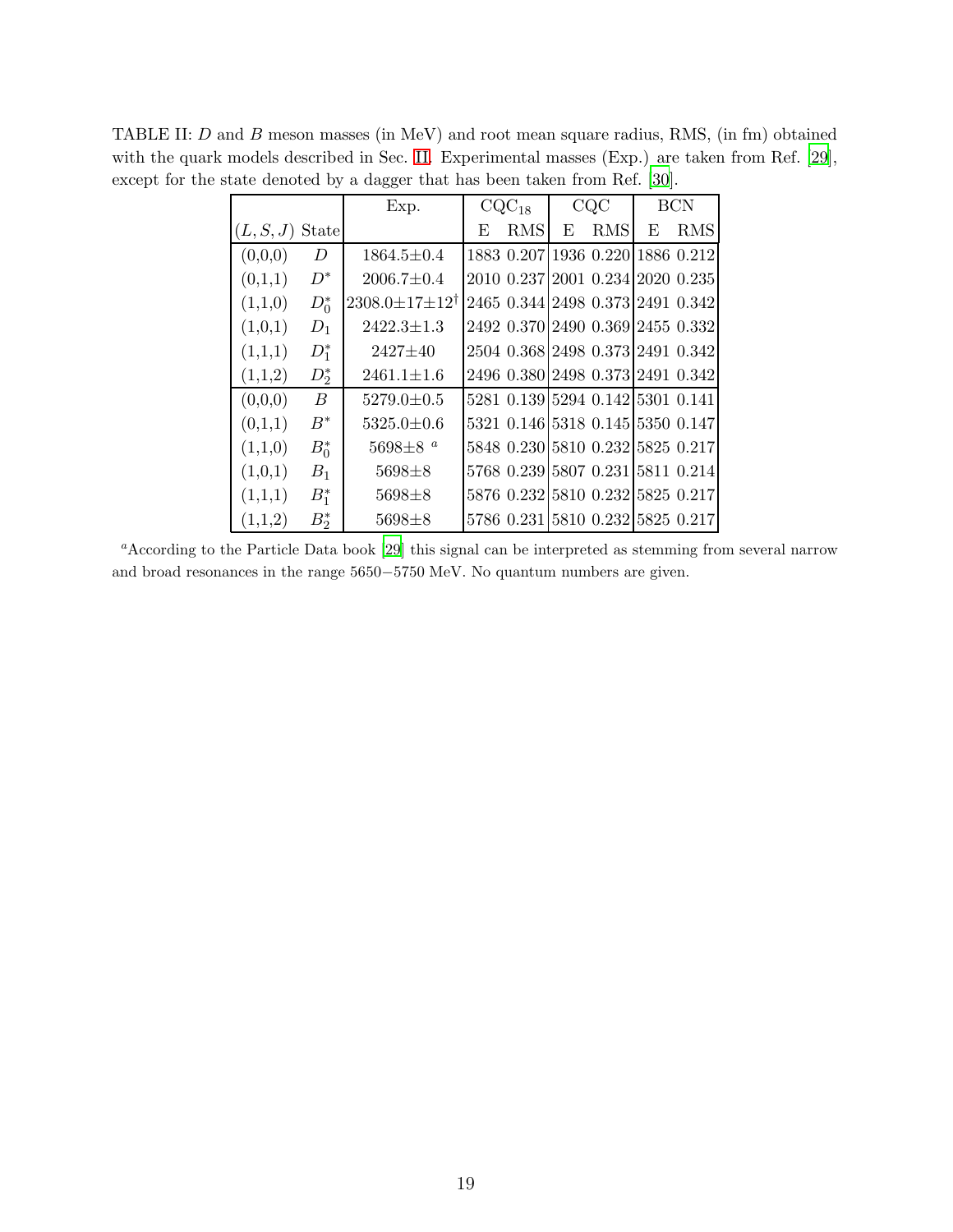TABLE II: $D$ and $B$ meson masses (in MeV) and root mean square radius, RMS, (in fm) obtained with the quark models described in Sec. II. Experimental masses (Exp.) are taken from Ref. [29], except for the state denoted by a dagger that has been taken from Ref. [30].

| | | Exp. | $CQC_{18}$ | | CQC | | BCN | |
|---|---|---|---|---|---|---|---|---|
| $(L,S,J)$ | State | | E | RMS | E | RMS | E | RMS |
| (0,0,0) | $D$ | 1864.5±0.4 | 1883 | 0.207 | 1936 | 0.220 | 1886 | 0.212 |
| (0,1,1) | $D^*$ | 2006.7±0.4 | 2010 | 0.237 | 2001 | 0.234 | 2020 | 0.235 |
| (1,1,0) | $D_0^*$ | 2308.0±17±12[†] | 2465 | 0.344 | 2498 | 0.373 | 2491 | 0.342 |
| (1,0,1) | $D_1$ | 2422.3±1.3 | 2492 | 0.370 | 2490 | 0.369 | 2455 | 0.332 |
| (1,1,1) | $D_1^*$ | 2427±40 | 2504 | 0.368 | 2498 | 0.373 | 2491 | 0.342 |
| (1,1,2) | $D_2^*$ | 2461.1±1.6 | 2496 | 0.380 | 2498 | 0.373 | 2491 | 0.342 |
| (0,0,0) | $B$ | 5279.0±0.5 | 5281 | 0.139 | 5294 | 0.142 | 5301 | 0.141 |
| (0,1,1) | $B^*$ | 5325.0±0.6 | 5321 | 0.146 | 5318 | 0.145 | 5350 | 0.147 |
| (1,1,0) | $B_0^*$ | 5698±8 [a] | 5848 | 0.230 | 5810 | 0.232 | 5825 | 0.217 |
| (1,0,1) | $B_1$ | 5698±8 | 5768 | 0.239 | 5807 | 0.231 | 5811 | 0.214 |
| (1,1,1) | $B_1^*$ | 5698±8 | 5876 | 0.232 | 5810 | 0.232 | 5825 | 0.217 |
| (1,1,2) | $B_2^*$ | 5698±8 | 5786 | 0.231 | 5810 | 0.232 | 5825 | 0.217 |

[a]According to the Particle Data book [29] this signal can be interpreted as stemming from several narrow and broad resonances in the range 5650−5750 MeV. No quantum numbers are given.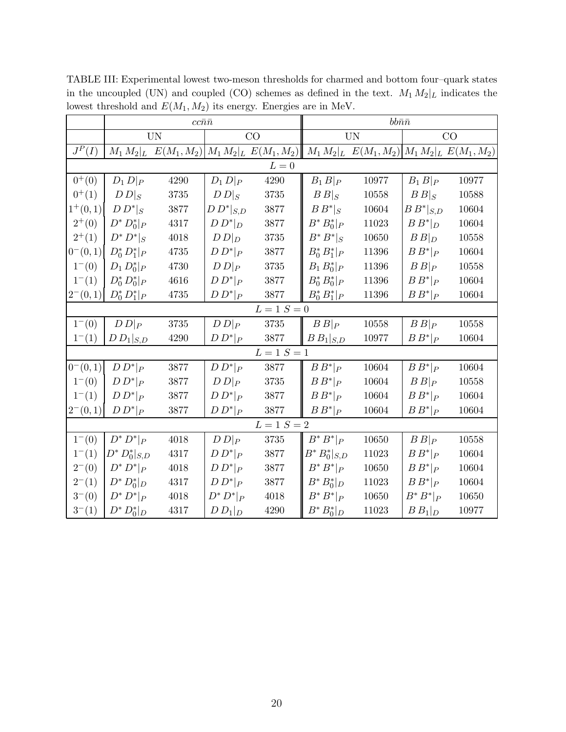TABLE III: Experimental lowest two-meson thresholds for charmed and bottom four–quark states in the uncoupled (UN) and coupled (CO) schemes as defined in the text. $M_1\,M_2|_L$ indicates the lowest threshold and $E(M_1,M_2)$ its energy. Energies are in MeV.

| | $cc\bar{n}\bar{n}$ | | | | $bb\bar{n}\bar{n}$ | | | |
|---|---|---|---|---|---|---|---|---|
| | UN | | CO | | UN | | CO | |
| $J^P(I)$ | $M_1\,M_2\|_L$ | $E(M_1,M_2)$ | $M_1\,M_2\|_L$ | $E(M_1,M_2)$ | $M_1\,M_2\|_L$ | $E(M_1,M_2)$ | $M_1\,M_2\|_L$ | $E(M_1,M_2)$ |
| $L=0$ | | | | | | | | |
| $0^+(0)$ | $D_1\,D\|_P$ | 4290 | $D_1\,D\|_P$ | 4290 | $B_1\,B\|_P$ | 10977 | $B_1\,B\|_P$ | 10977 |
| $0^+(1)$ | $D\,D\|_S$ | 3735 | $D\,D\|_S$ | 3735 | $B\,B\|_S$ | 10558 | $B\,B\|_S$ | 10588 |
| $1^+(0,1)$ | $D\,D^*\|_S$ | 3877 | $D\,D^*\|_{S,D}$ | 3877 | $B\,B^*\|_S$ | 10604 | $B\,B^*\|_{S,D}$ | 10604 |
| $2^+(0)$ | $D^*\,D_0^*\|_P$ | 4317 | $D\,D^*\|_D$ | 3877 | $B^*\,B_0^*\|_P$ | 11023 | $B\,B^*\|_D$ | 10604 |
| $2^+(1)$ | $D^*\,D^*\|_S$ | 4018 | $D\,D\|_D$ | 3735 | $B^*\,B^*\|_S$ | 10650 | $B\,B\|_D$ | 10558 |
| $0^-(0,1)$ | $D_0^*\,D_1^*\|_P$ | 4735 | $D\,D^*\|_P$ | 3877 | $B_0^*\,B_1^*\|_P$ | 11396 | $B\,B^*\|_P$ | 10604 |
| $1^-(0)$ | $D_1\,D_0^*\|_P$ | 4730 | $D\,D\|_P$ | 3735 | $B_1\,B_0^*\|_P$ | 11396 | $B\,B\|_P$ | 10558 |
| $1^-(1)$ | $D_0^*\,D_0^*\|_P$ | 4616 | $D\,D^*\|_P$ | 3877 | $B_0^*\,B_0^*\|_P$ | 11396 | $B\,B^*\|_P$ | 10604 |
| $2^-(0,1)$ | $D_0^*\,D_1^*\|_P$ | 4735 | $D\,D^*\|_P$ | 3877 | $B_0^*\,B_1^*\|_P$ | 11396 | $B\,B^*\|_P$ | 10604 |
| $L=1\ S=0$ | | | | | | | | |
| $1^-(0)$ | $D\,D\|_P$ | 3735 | $D\,D\|_P$ | 3735 | $B\,B\|_P$ | 10558 | $B\,B\|_P$ | 10558 |
| $1^-(1)$ | $D\,D_1\|_{S,D}$ | 4290 | $D\,D^*\|_P$ | 3877 | $B\,B_1\|_{S,D}$ | 10977 | $B\,B^*\|_P$ | 10604 |
| $L=1\ S=1$ | | | | | | | | |
| $0^-(0,1)$ | $D\,D^*\|_P$ | 3877 | $D\,D^*\|_P$ | 3877 | $B\,B^*\|_P$ | 10604 | $B\,B^*\|_P$ | 10604 |
| $1^-(0)$ | $D\,D^*\|_P$ | 3877 | $D\,D\|_P$ | 3735 | $B\,B^*\|_P$ | 10604 | $B\,B\|_P$ | 10558 |
| $1^-(1)$ | $D\,D^*\|_P$ | 3877 | $D\,D^*\|_P$ | 3877 | $B\,B^*\|_P$ | 10604 | $B\,B^*\|_P$ | 10604 |
| $2^-(0,1)$ | $D\,D^*\|_P$ | 3877 | $D\,D^*\|_P$ | 3877 | $B\,B^*\|_P$ | 10604 | $B\,B^*\|_P$ | 10604 |
| $L=1\ S=2$ | | | | | | | | |
| $1^-(0)$ | $D^*\,D^*\|_P$ | 4018 | $D\,D\|_P$ | 3735 | $B^*\,B^*\|_P$ | 10650 | $B\,B\|_P$ | 10558 |
| $1^-(1)$ | $D^*\,D_0^*\|_{S,D}$ | 4317 | $D\,D^*\|_P$ | 3877 | $B^*\,B_0^*\|_{S,D}$ | 11023 | $B\,B^*\|_P$ | 10604 |
| $2^-(0)$ | $D^*\,D^*\|_P$ | 4018 | $D\,D^*\|_P$ | 3877 | $B^*\,B^*\|_P$ | 10650 | $B\,B^*\|_P$ | 10604 |
| $2^-(1)$ | $D^*\,D_0^*\|_D$ | 4317 | $D\,D^*\|_P$ | 3877 | $B^*\,B_0^*\|_D$ | 11023 | $B\,B^*\|_P$ | 10604 |
| $3^-(0)$ | $D^*\,D^*\|_P$ | 4018 | $D^*\,D^*\|_P$ | 4018 | $B^*\,B^*\|_P$ | 10650 | $B^*\,B^*\|_P$ | 10650 |
| $3^-(1)$ | $D^*\,D_0^*\|_D$ | 4317 | $D\,D_1\|_D$ | 4290 | $B^*\,B_0^*\|_D$ | 11023 | $B\,B_1\|_D$ | 10977 |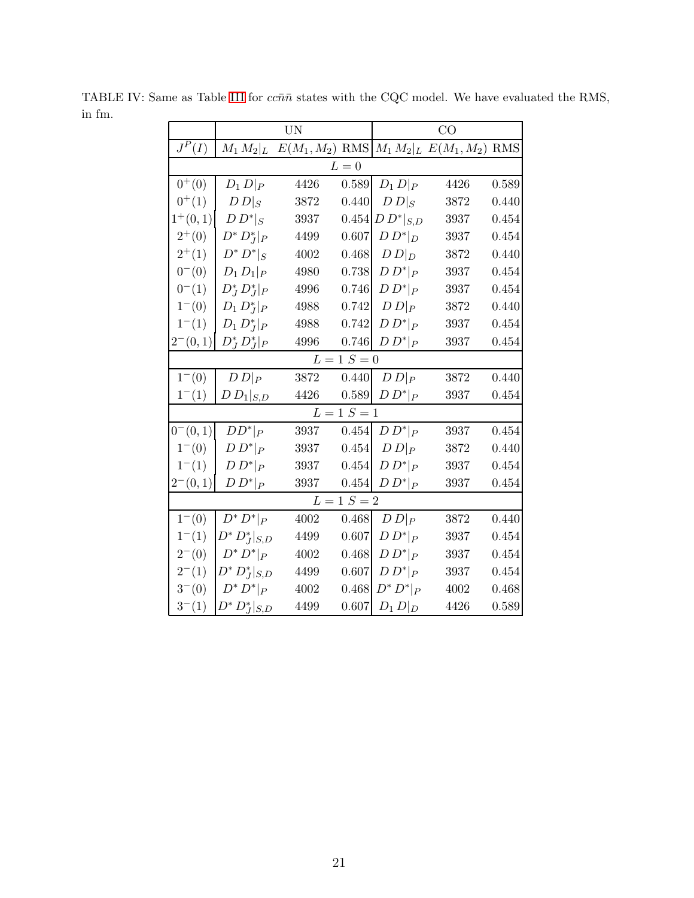TABLE IV: Same as Table III for $cc\bar{n}\bar{n}$ states with the CQC model. We have evaluated the RMS, in fm.

| | UN | | | CO | | |
|---|---|---|---|---|---|---|
| $J^P(I)$ | $M_1\,M_2\|_L$ | $E(M_1,M_2)$ | RMS | $M_1\,M_2\|_L$ | $E(M_1,M_2)$ | RMS |
| | | | $L=0$ | | | |
| $0^+(0)$ | $D_1\,D\|_P$ | 4426 | 0.589 | $D_1\,D\|_P$ | 4426 | 0.589 |
| $0^+(1)$ | $D\,D\|_S$ | 3872 | 0.440 | $D\,D\|_S$ | 3872 | 0.440 |
| $1^+(0,1)$ | $D\,D^*\|_S$ | 3937 | 0.454 | $D\,D^*\|_{S,D}$ | 3937 | 0.454 |
| $2^+(0)$ | $D^*\,D_J^*\|_P$ | 4499 | 0.607 | $D\,D^*\|_D$ | 3937 | 0.454 |
| $2^+(1)$ | $D^*\,D^*\|_S$ | 4002 | 0.468 | $D\,D\|_D$ | 3872 | 0.440 |
| $0^-(0)$ | $D_1\,D_1\|_P$ | 4980 | 0.738 | $D\,D^*\|_P$ | 3937 | 0.454 |
| $0^-(1)$ | $D_J^*\,D_J^*\|_P$ | 4996 | 0.746 | $D\,D^*\|_P$ | 3937 | 0.454 |
| $1^-(0)$ | $D_1\,D_J^*\|_P$ | 4988 | 0.742 | $D\,D\|_P$ | 3872 | 0.440 |
| $1^-(1)$ | $D_1\,D_J^*\|_P$ | 4988 | 0.742 | $D\,D^*\|_P$ | 3937 | 0.454 |
| $2^-(0,1)$ | $D_J^*\,D_J^*\|_P$ | 4996 | 0.746 | $D\,D^*\|_P$ | 3937 | 0.454 |
| | | | $L=1$ $S=0$ | | | |
| $1^-(0)$ | $D\,D\|_P$ | 3872 | 0.440 | $D\,D\|_P$ | 3872 | 0.440 |
| $1^-(1)$ | $D\,D_1\|_{S,D}$ | 4426 | 0.589 | $D\,D^*\|_P$ | 3937 | 0.454 |
| | | | $L=1$ $S=1$ | | | |
| $0^-(0,1)$ | $DD^*\|_P$ | 3937 | 0.454 | $D\,D^*\|_P$ | 3937 | 0.454 |
| $1^-(0)$ | $D\,D^*\|_P$ | 3937 | 0.454 | $D\,D\|_P$ | 3872 | 0.440 |
| $1^-(1)$ | $D\,D^*\|_P$ | 3937 | 0.454 | $D\,D^*\|_P$ | 3937 | 0.454 |
| $2^-(0,1)$ | $D\,D^*\|_P$ | 3937 | 0.454 | $D\,D^*\|_P$ | 3937 | 0.454 |
| | | | $L=1$ $S=2$ | | | |
| $1^-(0)$ | $D^*\,D^*\|_P$ | 4002 | 0.468 | $D\,D\|_P$ | 3872 | 0.440 |
| $1^-(1)$ | $D^*\,D_J^*\|_{S,D}$ | 4499 | 0.607 | $D\,D^*\|_P$ | 3937 | 0.454 |
| $2^-(0)$ | $D^*\,D^*\|_P$ | 4002 | 0.468 | $D\,D^*\|_P$ | 3937 | 0.454 |
| $2^-(1)$ | $D^*\,D_J^*\|_{S,D}$ | 4499 | 0.607 | $D\,D^*\|_P$ | 3937 | 0.454 |
| $3^-(0)$ | $D^*\,D^*\|_P$ | 4002 | 0.468 | $D^*\,D^*\|_P$ | 4002 | 0.468 |
| $3^-(1)$ | $D^*\,D_J^*\|_{S,D}$ | 4499 | 0.607 | $D_1\,D\|_D$ | 4426 | 0.589 |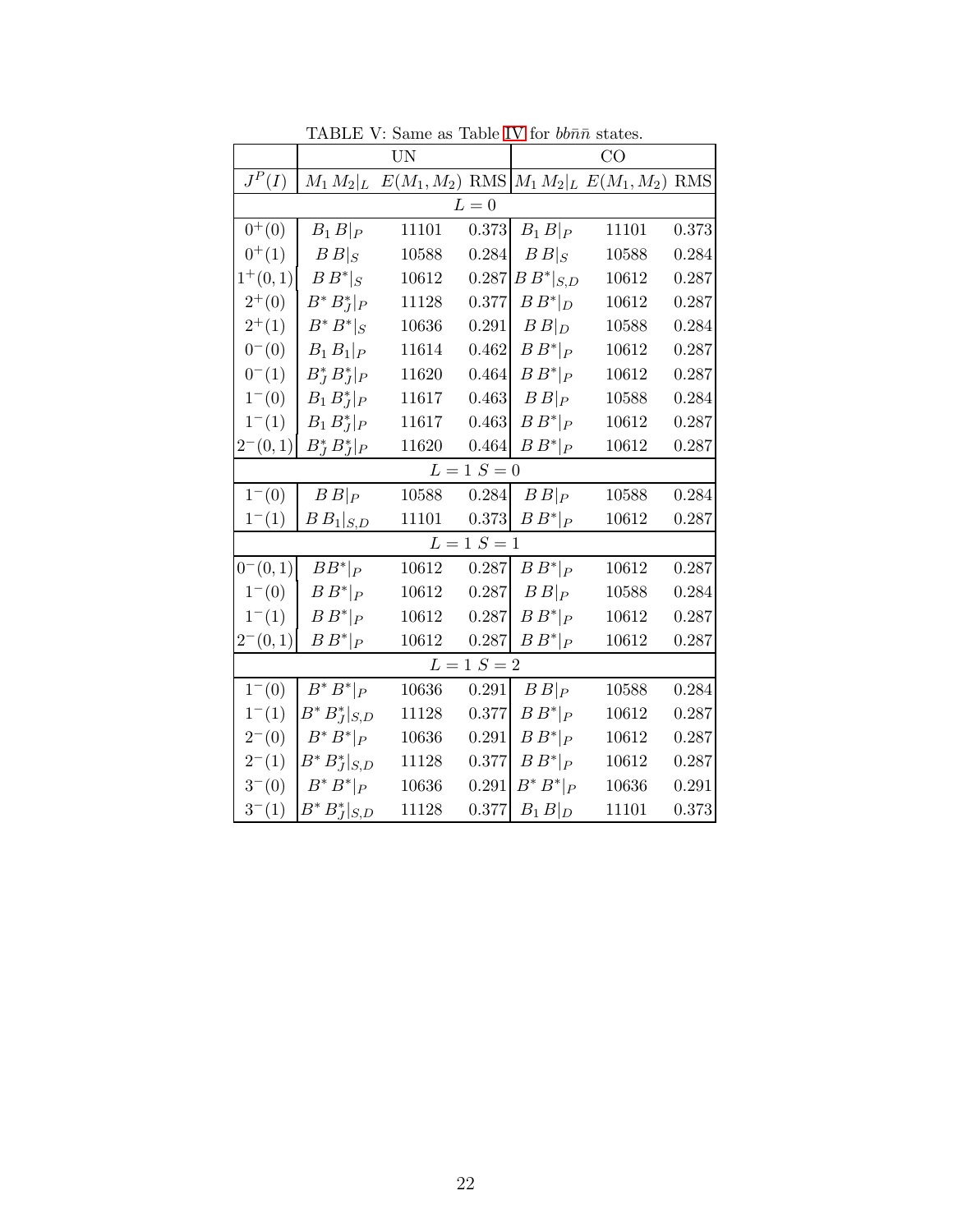TABLE V: Same as Table IV for $bb\bar{n}\bar{n}$ states.

| | UN | | | CO | | |
|---|---|---|---|---|---|---|
| $J^P(I)$ | $M_1\,M_2\vert_L$ | $E(M_1,M_2)$ | RMS | $M_1\,M_2\vert_L$ | $E(M_1,M_2)$ | RMS |
| | | | $L=0$ | | | |
| $0^+(0)$ | $B_1\,B\vert_P$ | 11101 | 0.373 | $B_1\,B\vert_P$ | 11101 | 0.373 |
| $0^+(1)$ | $B\,B\vert_S$ | 10588 | 0.284 | $B\,B\vert_S$ | 10588 | 0.284 |
| $1^+(0,1)$ | $B\,B^*\vert_S$ | 10612 | 0.287 | $B\,B^*\vert_{S,D}$ | 10612 | 0.287 |
| $2^+(0)$ | $B^*\,B_J^*\vert_P$ | 11128 | 0.377 | $B\,B^*\vert_D$ | 10612 | 0.287 |
| $2^+(1)$ | $B^*\,B^*\vert_S$ | 10636 | 0.291 | $B\,B\vert_D$ | 10588 | 0.284 |
| $0^-(0)$ | $B_1\,B_1\vert_P$ | 11614 | 0.462 | $B\,B^*\vert_P$ | 10612 | 0.287 |
| $0^-(1)$ | $B_J^*\,B_J^*\vert_P$ | 11620 | 0.464 | $B\,B^*\vert_P$ | 10612 | 0.287 |
| $1^-(0)$ | $B_1\,B_J^*\vert_P$ | 11617 | 0.463 | $B\,B\vert_P$ | 10588 | 0.284 |
| $1^-(1)$ | $B_1\,B_J^*\vert_P$ | 11617 | 0.463 | $B\,B^*\vert_P$ | 10612 | 0.287 |
| $2^-(0,1)$ | $B_J^*\,B_J^*\vert_P$ | 11620 | 0.464 | $B\,B^*\vert_P$ | 10612 | 0.287 |
| | | | $L=1$ $S=0$ | | | |
| $1^-(0)$ | $B\,B\vert_P$ | 10588 | 0.284 | $B\,B\vert_P$ | 10588 | 0.284 |
| $1^-(1)$ | $B\,B_1\vert_{S,D}$ | 11101 | 0.373 | $B\,B^*\vert_P$ | 10612 | 0.287 |
| | | | $L=1$ $S=1$ | | | |
| $0^-(0,1)$ | $BB^*\vert_P$ | 10612 | 0.287 | $B\,B^*\vert_P$ | 10612 | 0.287 |
| $1^-(0)$ | $B\,B^*\vert_P$ | 10612 | 0.287 | $B\,B\vert_P$ | 10588 | 0.284 |
| $1^-(1)$ | $B\,B^*\vert_P$ | 10612 | 0.287 | $B\,B^*\vert_P$ | 10612 | 0.287 |
| $2^-(0,1)$ | $B\,B^*\vert_P$ | 10612 | 0.287 | $B\,B^*\vert_P$ | 10612 | 0.287 |
| | | | $L=1$ $S=2$ | | | |
| $1^-(0)$ | $B^*\,B^*\vert_P$ | 10636 | 0.291 | $B\,B\vert_P$ | 10588 | 0.284 |
| $1^-(1)$ | $B^*\,B_J^*\vert_{S,D}$ | 11128 | 0.377 | $B\,B^*\vert_P$ | 10612 | 0.287 |
| $2^-(0)$ | $B^*\,B^*\vert_P$ | 10636 | 0.291 | $B\,B^*\vert_P$ | 10612 | 0.287 |
| $2^-(1)$ | $B^*\,B_J^*\vert_{S,D}$ | 11128 | 0.377 | $B\,B^*\vert_P$ | 10612 | 0.287 |
| $3^-(0)$ | $B^*\,B^*\vert_P$ | 10636 | 0.291 | $B^*\,B^*\vert_P$ | 10636 | 0.291 |
| $3^-(1)$ | $B^*\,B_J^*\vert_{S,D}$ | 11128 | 0.377 | $B_1\,B\vert_D$ | 11101 | 0.373 |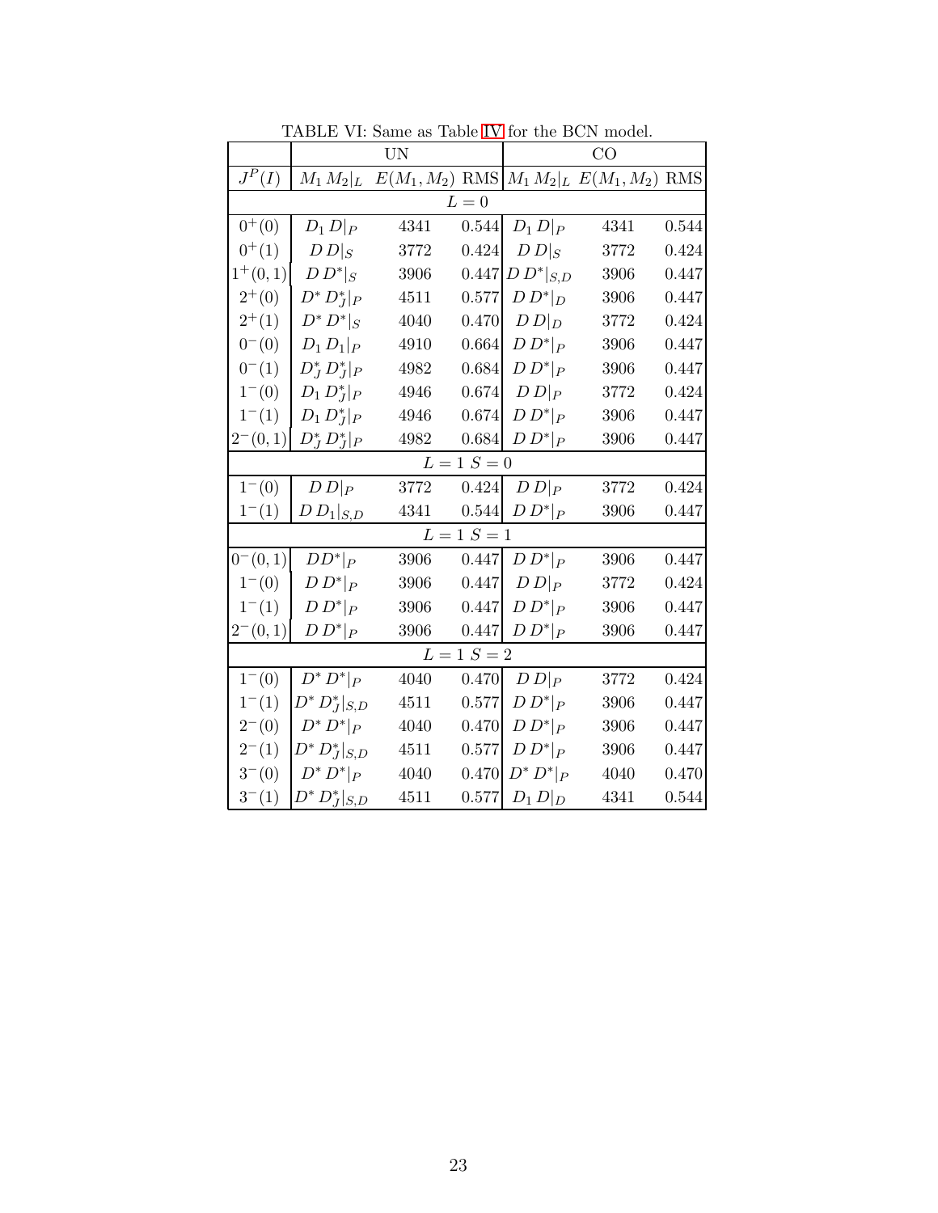TABLE VI: Same as Table IV for the BCN model.

| | UN | | | CO | | |
|---|---|---|---|---|---|---|
| $J^P(I)$ | $M_1\,M_2\|_L$ | $E(M_1,M_2)$ | RMS | $M_1\,M_2\|_L$ | $E(M_1,M_2)$ | RMS |
| $L=0$ | | | | | | |
| $0^+(0)$ | $D_1\,D\|_P$ | 4341 | 0.544 | $D_1\,D\|_P$ | 4341 | 0.544 |
| $0^+(1)$ | $D\,D\|_S$ | 3772 | 0.424 | $D\,D\|_S$ | 3772 | 0.424 |
| $1^+(0,1)$ | $D\,D^*\|_S$ | 3906 | 0.447 | $D\,D^*\|_{S,D}$ | 3906 | 0.447 |
| $2^+(0)$ | $D^*\,D^*_J\|_P$ | 4511 | 0.577 | $D\,D^*\|_D$ | 3906 | 0.447 |
| $2^+(1)$ | $D^*\,D^*\|_S$ | 4040 | 0.470 | $D\,D\|_D$ | 3772 | 0.424 |
| $0^-(0)$ | $D_1\,D_1\|_P$ | 4910 | 0.664 | $D\,D^*\|_P$ | 3906 | 0.447 |
| $0^-(1)$ | $D^*_J\,D^*_J\|_P$ | 4982 | 0.684 | $D\,D^*\|_P$ | 3906 | 0.447 |
| $1^-(0)$ | $D_1\,D^*_J\|_P$ | 4946 | 0.674 | $D\,D\|_P$ | 3772 | 0.424 |
| $1^-(1)$ | $D_1\,D^*_J\|_P$ | 4946 | 0.674 | $D\,D^*\|_P$ | 3906 | 0.447 |
| $2^-(0,1)$ | $D^*_J\,D^*_J\|_P$ | 4982 | 0.684 | $D\,D^*\|_P$ | 3906 | 0.447 |
| $L=1\ S=0$ | | | | | | |
| $1^-(0)$ | $D\,D\|_P$ | 3772 | 0.424 | $D\,D\|_P$ | 3772 | 0.424 |
| $1^-(1)$ | $D\,D_1\|_{S,D}$ | 4341 | 0.544 | $D\,D^*\|_P$ | 3906 | 0.447 |
| $L=1\ S=1$ | | | | | | |
| $0^-(0,1)$ | $DD^*\|_P$ | 3906 | 0.447 | $D\,D^*\|_P$ | 3906 | 0.447 |
| $1^-(0)$ | $D\,D^*\|_P$ | 3906 | 0.447 | $D\,D\|_P$ | 3772 | 0.424 |
| $1^-(1)$ | $D\,D^*\|_P$ | 3906 | 0.447 | $D\,D^*\|_P$ | 3906 | 0.447 |
| $2^-(0,1)$ | $D\,D^*\|_P$ | 3906 | 0.447 | $D\,D^*\|_P$ | 3906 | 0.447 |
| $L=1\ S=2$ | | | | | | |
| $1^-(0)$ | $D^*\,D^*\|_P$ | 4040 | 0.470 | $D\,D\|_P$ | 3772 | 0.424 |
| $1^-(1)$ | $D^*\,D^*_J\|_{S,D}$ | 4511 | 0.577 | $D\,D^*\|_P$ | 3906 | 0.447 |
| $2^-(0)$ | $D^*\,D^*\|_P$ | 4040 | 0.470 | $D\,D^*\|_P$ | 3906 | 0.447 |
| $2^-(1)$ | $D^*\,D^*_J\|_{S,D}$ | 4511 | 0.577 | $D\,D^*\|_P$ | 3906 | 0.447 |
| $3^-(0)$ | $D^*\,D^*\|_P$ | 4040 | 0.470 | $D^*\,D^*\|_P$ | 4040 | 0.470 |
| $3^-(1)$ | $D^*\,D^*_J\|_{S,D}$ | 4511 | 0.577 | $D_1\,D\|_D$ | 4341 | 0.544 |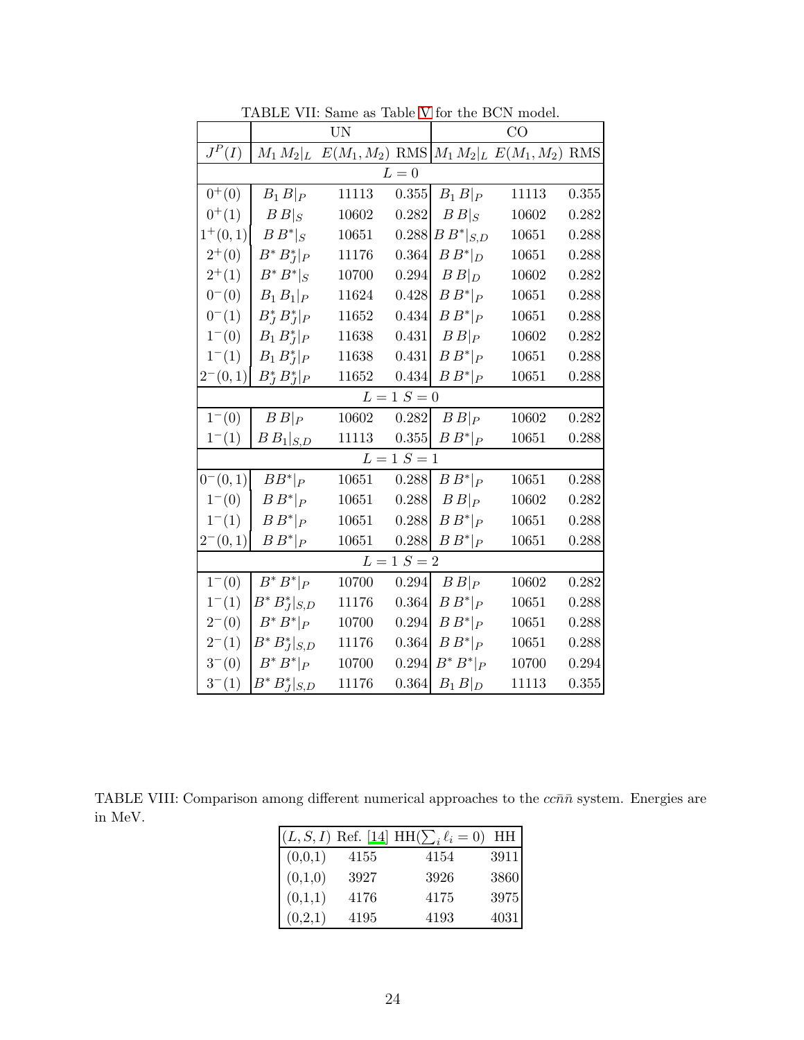TABLE VII: Same as Table V for the BCN model.

| | UN | | | CO | | |
|---|---|---|---|---|---|---|
| $J^P(I)$ | $M_1\,M_2\vert_L$ | $E(M_1,M_2)$ | RMS | $M_1\,M_2\vert_L$ | $E(M_1,M_2)$ | RMS |
| | | | $L=0$ | | | |
| $0^+(0)$ | $B_1\,B\vert_P$ | 11113 | 0.355 | $B_1\,B\vert_P$ | 11113 | 0.355 |
| $0^+(1)$ | $B\,B\vert_S$ | 10602 | 0.282 | $B\,B\vert_S$ | 10602 | 0.282 |
| $1^+(0,1)$ | $B\,B^*\vert_S$ | 10651 | 0.288 | $B\,B^*\vert_{S,D}$ | 10651 | 0.288 |
| $2^+(0)$ | $B^*\,B^*_J\vert_P$ | 11176 | 0.364 | $B\,B^*\vert_D$ | 10651 | 0.288 |
| $2^+(1)$ | $B^*\,B^*\vert_S$ | 10700 | 0.294 | $B\,B\vert_D$ | 10602 | 0.282 |
| $0^-(0)$ | $B_1\,B_1\vert_P$ | 11624 | 0.428 | $B\,B^*\vert_P$ | 10651 | 0.288 |
| $0^-(1)$ | $B^*_J\,B^*_J\vert_P$ | 11652 | 0.434 | $B\,B^*\vert_P$ | 10651 | 0.288 |
| $1^-(0)$ | $B_1\,B^*_J\vert_P$ | 11638 | 0.431 | $B\,B\vert_P$ | 10602 | 0.282 |
| $1^-(1)$ | $B_1\,B^*_J\vert_P$ | 11638 | 0.431 | $B\,B^*\vert_P$ | 10651 | 0.288 |
| $2^-(0,1)$ | $B^*_J\,B^*_J\vert_P$ | 11652 | 0.434 | $B\,B^*\vert_P$ | 10651 | 0.288 |
| | | | $L=1$ $S=0$ | | | |
| $1^-(0)$ | $B\,B\vert_P$ | 10602 | 0.282 | $B\,B\vert_P$ | 10602 | 0.282 |
| $1^-(1)$ | $B\,B_1\vert_{S,D}$ | 11113 | 0.355 | $B\,B^*\vert_P$ | 10651 | 0.288 |
| | | | $L=1$ $S=1$ | | | |
| $0^-(0,1)$ | $BB^*\vert_P$ | 10651 | 0.288 | $B\,B^*\vert_P$ | 10651 | 0.288 |
| $1^-(0)$ | $B\,B^*\vert_P$ | 10651 | 0.288 | $B\,B\vert_P$ | 10602 | 0.282 |
| $1^-(1)$ | $B\,B^*\vert_P$ | 10651 | 0.288 | $B\,B^*\vert_P$ | 10651 | 0.288 |
| $2^-(0,1)$ | $B\,B^*\vert_P$ | 10651 | 0.288 | $B\,B^*\vert_P$ | 10651 | 0.288 |
| | | | $L=1$ $S=2$ | | | |
| $1^-(0)$ | $B^*\,B^*\vert_P$ | 10700 | 0.294 | $B\,B\vert_P$ | 10602 | 0.282 |
| $1^-(1)$ | $B^*\,B^*_J\vert_{S,D}$ | 11176 | 0.364 | $B\,B^*\vert_P$ | 10651 | 0.288 |
| $2^-(0)$ | $B^*\,B^*\vert_P$ | 10700 | 0.294 | $B\,B^*\vert_P$ | 10651 | 0.288 |
| $2^-(1)$ | $B^*\,B^*_J\vert_{S,D}$ | 11176 | 0.364 | $B\,B^*\vert_P$ | 10651 | 0.288 |
| $3^-(0)$ | $B^*\,B^*\vert_P$ | 10700 | 0.294 | $B^*\,B^*\vert_P$ | 10700 | 0.294 |
| $3^-(1)$ | $B^*\,B^*_J\vert_{S,D}$ | 11176 | 0.364 | $B_1\,B\vert_D$ | 11113 | 0.355 |

TABLE VIII: Comparison among different numerical approaches to the $cc\bar{n}\bar{n}$ system. Energies are in MeV.

| $(L,S,I)$ | Ref. [14] | HH($\sum_i \ell_i = 0$) | HH |
|---|---|---|---|
| (0,0,1) | 4155 | 4154 | 3911 |
| (0,1,0) | 3927 | 3926 | 3860 |
| (0,1,1) | 4176 | 4175 | 3975 |
| (0,2,1) | 4195 | 4193 | 4031 |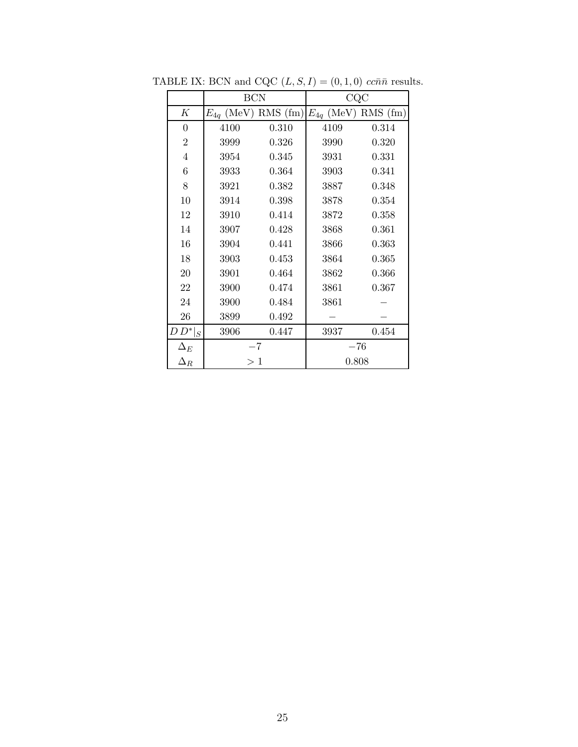TABLE IX: BCN and CQC $(L, S, I) = (0, 1, 0)$ $cc\bar{n}\bar{n}$ results.

| | BCN | | CQC | |
|---|---|---|---|---|
| $K$ | $E_{4q}$ (MeV) | RMS (fm) | $E_{4q}$ (MeV) | RMS (fm) |
| 0 | 4100 | 0.310 | 4109 | 0.314 |
| 2 | 3999 | 0.326 | 3990 | 0.320 |
| 4 | 3954 | 0.345 | 3931 | 0.331 |
| 6 | 3933 | 0.364 | 3903 | 0.341 |
| 8 | 3921 | 0.382 | 3887 | 0.348 |
| 10 | 3914 | 0.398 | 3878 | 0.354 |
| 12 | 3910 | 0.414 | 3872 | 0.358 |
| 14 | 3907 | 0.428 | 3868 | 0.361 |
| 16 | 3904 | 0.441 | 3866 | 0.363 |
| 18 | 3903 | 0.453 | 3864 | 0.365 |
| 20 | 3901 | 0.464 | 3862 | 0.366 |
| 22 | 3900 | 0.474 | 3861 | 0.367 |
| 24 | 3900 | 0.484 | 3861 | − |
| 26 | 3899 | 0.492 | − | − |
| $D\,D^*\vert_S$ | 3906 | 0.447 | 3937 | 0.454 |
| $\Delta_E$ | $-7$ | | $-76$ | |
| $\Delta_R$ | $> 1$ | | 0.808 | |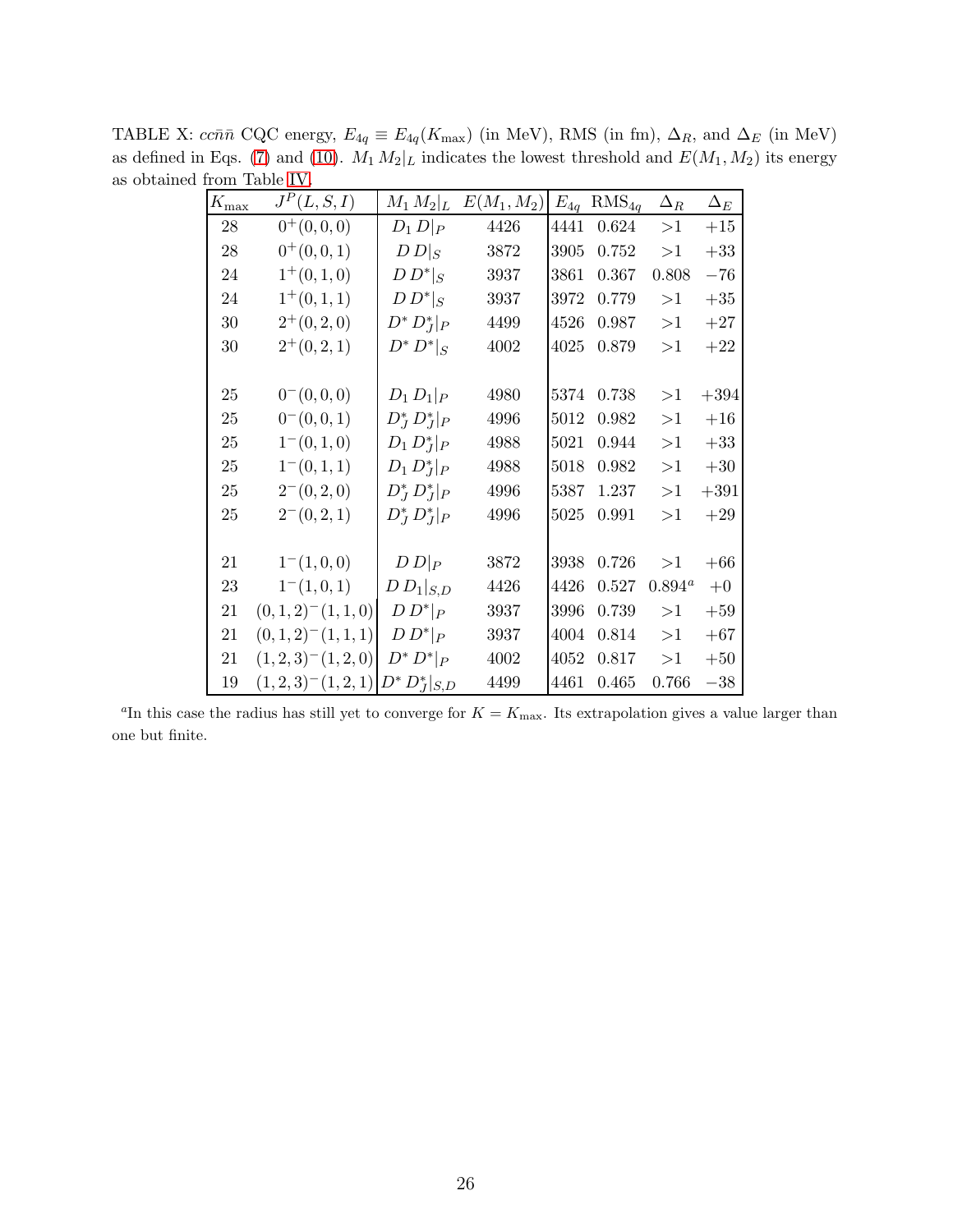TABLE X: $cc\bar{n}\bar{n}$ CQC energy, $E_{4q} \equiv E_{4q}(K_{\max})$ (in MeV), RMS (in fm), $\Delta_R$, and $\Delta_E$ (in MeV) as defined in Eqs. (7) and (10). $M_1\,M_2|_L$ indicates the lowest threshold and $E(M_1, M_2)$ its energy as obtained from Table IV.

| $K_{\max}$ | $J^P(L,S,I)$ | $M_1\,M_2\|_L$ | $E(M_1,M_2)$ | $E_{4q}$ | $\text{RMS}_{4q}$ | $\Delta_R$ | $\Delta_E$ |
|---|---|---|---|---|---|---|---|
| 28 | $0^+(0,0,0)$ | $D_1\,D\|_P$ | 4426 | 4441 | 0.624 | $>1$ | $+15$ |
| 28 | $0^+(0,0,1)$ | $D\,D\|_S$ | 3872 | 3905 | 0.752 | $>1$ | $+33$ |
| 24 | $1^+(0,1,0)$ | $D\,D^*\|_S$ | 3937 | 3861 | 0.367 | 0.808 | $-76$ |
| 24 | $1^+(0,1,1)$ | $D\,D^*\|_S$ | 3937 | 3972 | 0.779 | $>1$ | $+35$ |
| 30 | $2^+(0,2,0)$ | $D^*\,D_J^*\|_P$ | 4499 | 4526 | 0.987 | $>1$ | $+27$ |
| 30 | $2^+(0,2,1)$ | $D^*\,D^*\|_S$ | 4002 | 4025 | 0.879 | $>1$ | $+22$ |
| | | | | | | | |
| 25 | $0^-(0,0,0)$ | $D_1\,D_1\|_P$ | 4980 | 5374 | 0.738 | $>1$ | $+394$ |
| 25 | $0^-(0,0,1)$ | $D_J^*\,D_J^*\|_P$ | 4996 | 5012 | 0.982 | $>1$ | $+16$ |
| 25 | $1^-(0,1,0)$ | $D_1\,D_J^*\|_P$ | 4988 | 5021 | 0.944 | $>1$ | $+33$ |
| 25 | $1^-(0,1,1)$ | $D_1\,D_J^*\|_P$ | 4988 | 5018 | 0.982 | $>1$ | $+30$ |
| 25 | $2^-(0,2,0)$ | $D_J^*\,D_J^*\|_P$ | 4996 | 5387 | 1.237 | $>1$ | $+391$ |
| 25 | $2^-(0,2,1)$ | $D_J^*\,D_J^*\|_P$ | 4996 | 5025 | 0.991 | $>1$ | $+29$ |
| | | | | | | | |
| 21 | $1^-(1,0,0)$ | $D\,D\|_P$ | 3872 | 3938 | 0.726 | $>1$ | $+66$ |
| 23 | $1^-(1,0,1)$ | $D\,D_1\|_{S,D}$ | 4426 | 4426 | 0.527 | $0.894^a$ | $+0$ |
| 21 | $(0,1,2)^-(1,1,0)$ | $D\,D^*\|_P$ | 3937 | 3996 | 0.739 | $>1$ | $+59$ |
| 21 | $(0,1,2)^-(1,1,1)$ | $D\,D^*\|_P$ | 3937 | 4004 | 0.814 | $>1$ | $+67$ |
| 21 | $(1,2,3)^-(1,2,0)$ | $D^*\,D^*\|_P$ | 4002 | 4052 | 0.817 | $>1$ | $+50$ |
| 19 | $(1,2,3)^-(1,2,1)$ | $D^*\,D_J^*\|_{S,D}$ | 4499 | 4461 | 0.465 | 0.766 | $-38$ |

[a] In this case the radius has still yet to converge for $K = K_{\max}$. Its extrapolation gives a value larger than one but finite.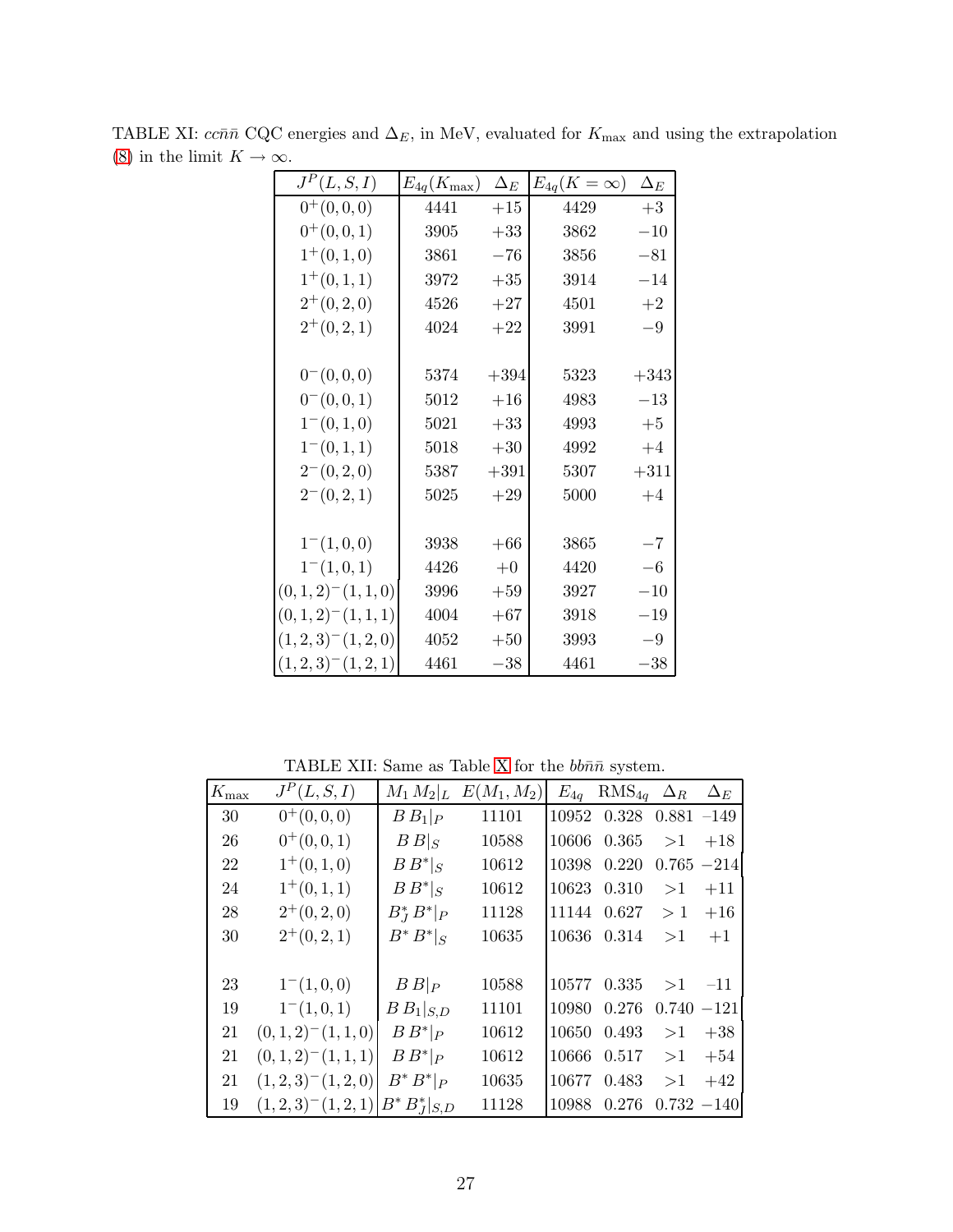TABLE XI: $cc\bar{n}\bar{n}$ CQC energies and $\Delta_E$, in MeV, evaluated for $K_{\rm max}$ and using the extrapolation (8) in the limit $K \to \infty$.

| $J^P(L,S,I)$ | $E_{4q}(K_{\rm max})$ | $\Delta_E$ | $E_{4q}(K=\infty)$ | $\Delta_E$ |
|---|---|---|---|---|
| $0^+(0,0,0)$ | 4441 | +15 | 4429 | +3 |
| $0^+(0,0,1)$ | 3905 | +33 | 3862 | −10 |
| $1^+(0,1,0)$ | 3861 | −76 | 3856 | −81 |
| $1^+(0,1,1)$ | 3972 | +35 | 3914 | −14 |
| $2^+(0,2,0)$ | 4526 | +27 | 4501 | +2 |
| $2^+(0,2,1)$ | 4024 | +22 | 3991 | −9 |
| | | | | |
| $0^-(0,0,0)$ | 5374 | +394 | 5323 | +343 |
| $0^-(0,0,1)$ | 5012 | +16 | 4983 | −13 |
| $1^-(0,1,0)$ | 5021 | +33 | 4993 | +5 |
| $1^-(0,1,1)$ | 5018 | +30 | 4992 | +4 |
| $2^-(0,2,0)$ | 5387 | +391 | 5307 | +311 |
| $2^-(0,2,1)$ | 5025 | +29 | 5000 | +4 |
| | | | | |
| $1^-(1,0,0)$ | 3938 | +66 | 3865 | −7 |
| $1^-(1,0,1)$ | 4426 | +0 | 4420 | −6 |
| $(0,1,2)^-(1,1,0)$ | 3996 | +59 | 3927 | −10 |
| $(0,1,2)^-(1,1,1)$ | 4004 | +67 | 3918 | −19 |
| $(1,2,3)^-(1,2,0)$ | 4052 | +50 | 3993 | −9 |
| $(1,2,3)^-(1,2,1)$ | 4461 | −38 | 4461 | −38 |

TABLE XII: Same as Table X for the $bb\bar{n}\bar{n}$ system.

| $K_{\rm max}$ | $J^P(L,S,I)$ | $M_1\,M_2\vert_L$ | $E(M_1,M_2)$ | $E_{4q}$ | ${\rm RMS}_{4q}$ | $\Delta_R$ | $\Delta_E$ |
|---|---|---|---|---|---|---|---|
| 30 | $0^+(0,0,0)$ | $B\,B_1\vert_P$ | 11101 | 10952 | 0.328 | 0.881 | −149 |
| 26 | $0^+(0,0,1)$ | $B\,B\vert_S$ | 10588 | 10606 | 0.365 | >1 | +18 |
| 22 | $1^+(0,1,0)$ | $B\,B^*\vert_S$ | 10612 | 10398 | 0.220 | 0.765 | −214 |
| 24 | $1^+(0,1,1)$ | $B\,B^*\vert_S$ | 10612 | 10623 | 0.310 | >1 | +11 |
| 28 | $2^+(0,2,0)$ | $B_J^*\,B^*\vert_P$ | 11128 | 11144 | 0.627 | > 1 | +16 |
| 30 | $2^+(0,2,1)$ | $B^*\,B^*\vert_S$ | 10635 | 10636 | 0.314 | >1 | +1 |
| | | | | | | | |
| 23 | $1^-(1,0,0)$ | $B\,B\vert_P$ | 10588 | 10577 | 0.335 | >1 | −11 |
| 19 | $1^-(1,0,1)$ | $B\,B_1\vert_{S,D}$ | 11101 | 10980 | 0.276 | 0.740 | −121 |
| 21 | $(0,1,2)^-(1,1,0)$ | $B\,B^*\vert_P$ | 10612 | 10650 | 0.493 | >1 | +38 |
| 21 | $(0,1,2)^-(1,1,1)$ | $B\,B^*\vert_P$ | 10612 | 10666 | 0.517 | >1 | +54 |
| 21 | $(1,2,3)^-(1,2,0)$ | $B^*\,B^*\vert_P$ | 10635 | 10677 | 0.483 | >1 | +42 |
| 19 | $(1,2,3)^-(1,2,1)$ | $B^*\,B_J^*\vert_{S,D}$ | 11128 | 10988 | 0.276 | 0.732 | −140 |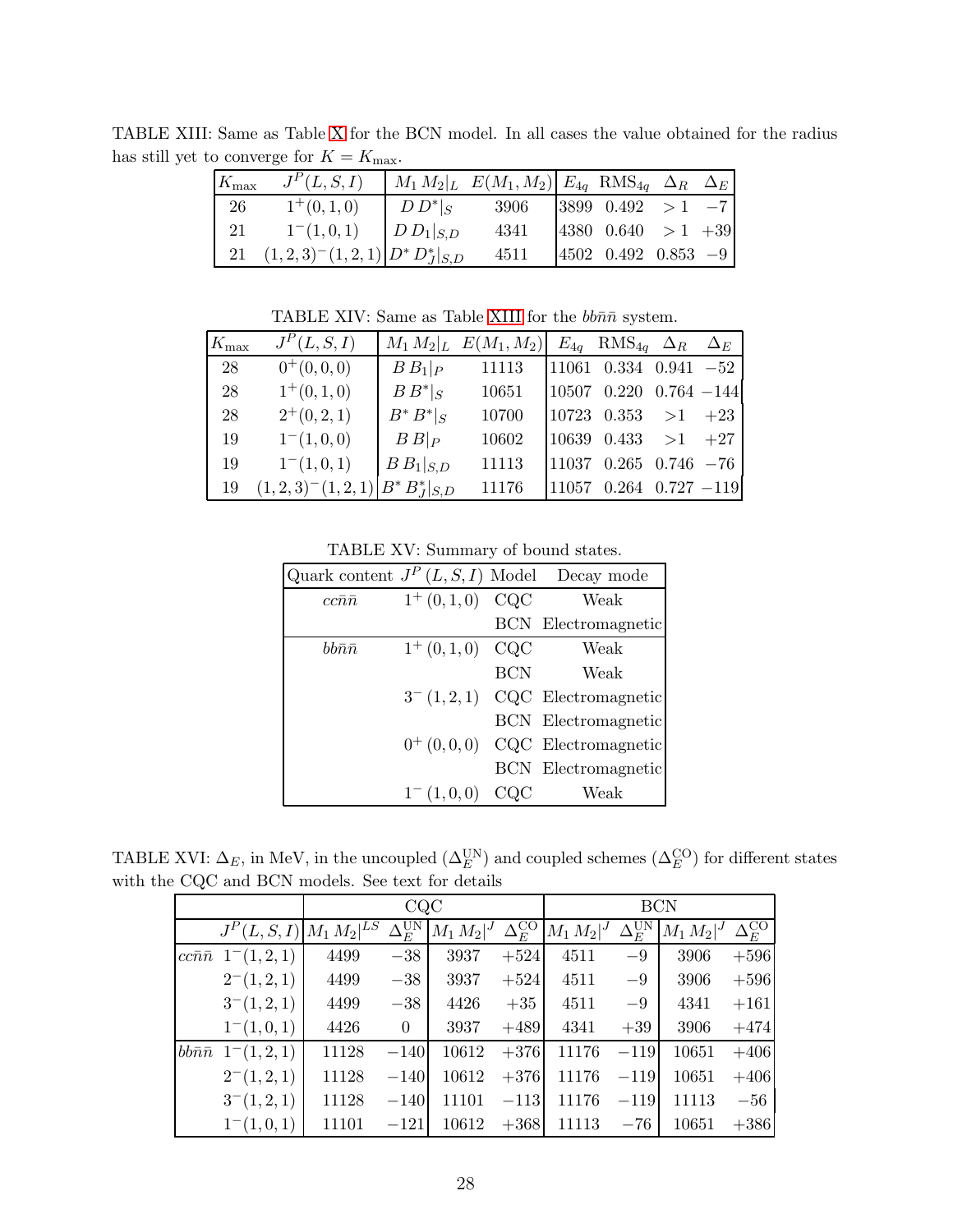TABLE XIII: Same as Table X for the BCN model. In all cases the value obtained for the radius has still yet to converge for $K = K_{\max}$.

| $K_{\max}$ | $J^P(L,S,I)$ | $M_1\,M_2\|_L$ | $E(M_1,M_2)$ | $E_{4q}$ | $\text{RMS}_{4q}$ | $\Delta_R$ | $\Delta_E$ |
|---|---|---|---|---|---|---|---|
| 26 | $1^+(0,1,0)$ | $D\,D^*\|_S$ | 3906 | 3899 | 0.492 | $>1$ | $-7$ |
| 21 | $1^-(1,0,1)$ | $D\,D_1\|_{S,D}$ | 4341 | 4380 | 0.640 | $>1$ | $+39$ |
| 21 | $(1,2,3)^-(1,2,1)$ | $D^*\,D^*_J\|_{S,D}$ | 4511 | 4502 | 0.492 | 0.853 | $-9$ |

TABLE XIV: Same as Table XIII for the $bb\bar{n}\bar{n}$ system.

| $K_{\max}$ | $J^P(L,S,I)$ | $M_1\,M_2\|_L$ | $E(M_1,M_2)$ | $E_{4q}$ | $\text{RMS}_{4q}$ | $\Delta_R$ | $\Delta_E$ |
|---|---|---|---|---|---|---|---|
| 28 | $0^+(0,0,0)$ | $B\,B_1\|_P$ | 11113 | 11061 | 0.334 | 0.941 | $-52$ |
| 28 | $1^+(0,1,0)$ | $B\,B^*\|_S$ | 10651 | 10507 | 0.220 | 0.764 | $-144$ |
| 28 | $2^+(0,2,1)$ | $B^*\,B^*\|_S$ | 10700 | 10723 | 0.353 | $>1$ | $+23$ |
| 19 | $1^-(1,0,0)$ | $B\,B\|_P$ | 10602 | 10639 | 0.433 | $>1$ | $+27$ |
| 19 | $1^-(1,0,1)$ | $B\,B_1\|_{S,D}$ | 11113 | 11037 | 0.265 | 0.746 | $-76$ |
| 19 | $(1,2,3)^-(1,2,1)$ | $B^*\,B^*_J\|_{S,D}$ | 11176 | 11057 | 0.264 | 0.727 | $-119$ |

TABLE XV: Summary of bound states.

| Quark content | $J^P\,(L,S,I)$ | Model | Decay mode |
|---|---|---|---|
| $cc\bar{n}\bar{n}$ | $1^+\,(0,1,0)$ | CQC | Weak |
| | | BCN | Electromagnetic |
| $bb\bar{n}\bar{n}$ | $1^+\,(0,1,0)$ | CQC | Weak |
| | | BCN | Weak |
| | $3^-\,(1,2,1)$ | CQC | Electromagnetic |
| | | BCN | Electromagnetic |
| | $0^+\,(0,0,0)$ | CQC | Electromagnetic |
| | | BCN | Electromagnetic |
| | $1^-\,(1,0,0)$ | CQC | Weak |

TABLE XVI: $\Delta_E$, in MeV, in the uncoupled ($\Delta_E^{\text{UN}}$) and coupled schemes ($\Delta_E^{\text{CO}}$) for different states with the CQC and BCN models. See text for details

| | | CQC | | | | BCN | | | |
|---|---|---|---|---|---|---|---|---|---|
| | $J^P(L,S,I)$ | $M_1\,M_2\|^{LS}$ | $\Delta_E^{\text{UN}}$ | $M_1\,M_2\|^J$ | $\Delta_E^{\text{CO}}$ | $M_1\,M_2\|^J$ | $\Delta_E^{\text{UN}}$ | $M_1\,M_2\|^J$ | $\Delta_E^{\text{CO}}$ |
| $cc\bar{n}\bar{n}$ | $1^-(1,2,1)$ | 4499 | $-38$ | 3937 | $+524$ | 4511 | $-9$ | 3906 | $+596$ |
| | $2^-(1,2,1)$ | 4499 | $-38$ | 3937 | $+524$ | 4511 | $-9$ | 3906 | $+596$ |
| | $3^-(1,2,1)$ | 4499 | $-38$ | 4426 | $+35$ | 4511 | $-9$ | 4341 | $+161$ |
| | $1^-(1,0,1)$ | 4426 | 0 | 3937 | $+489$ | 4341 | $+39$ | 3906 | $+474$ |
| $bb\bar{n}\bar{n}$ | $1^-(1,2,1)$ | 11128 | $-140$ | 10612 | $+376$ | 11176 | $-119$ | 10651 | $+406$ |
| | $2^-(1,2,1)$ | 11128 | $-140$ | 10612 | $+376$ | 11176 | $-119$ | 10651 | $+406$ |
| | $3^-(1,2,1)$ | 11128 | $-140$ | 11101 | $-113$ | 11176 | $-119$ | 11113 | $-56$ |
| | $1^-(1,0,1)$ | 11101 | $-121$ | 10612 | $+368$ | 11113 | $-76$ | 10651 | $+386$ |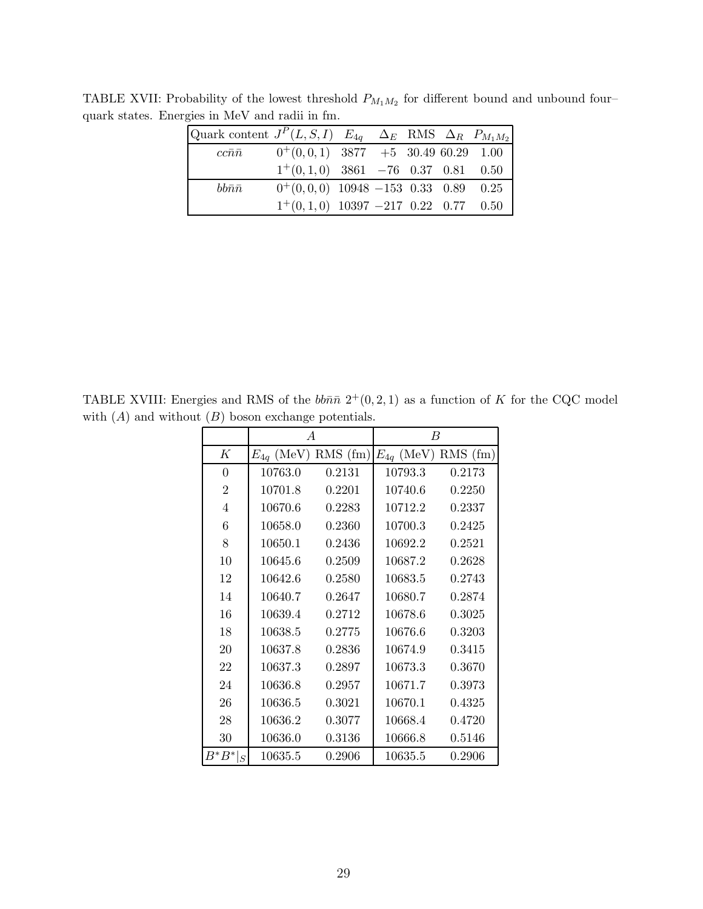TABLE XVII: Probability of the lowest threshold $P_{M_1M_2}$ for different bound and unbound four–quark states. Energies in MeV and radii in fm.

| Quark content | $J^P(L,S,I)$ | $E_{4q}$ | $\Delta_E$ | RMS | $\Delta_R$ | $P_{M_1M_2}$ |
|---|---|---|---|---|---|---|
| $cc\bar{n}\bar{n}$ | $0^+(0,0,1)$ | 3877 | $+5$ | 30.49 | 60.29 | 1.00 |
| | $1^+(0,1,0)$ | 3861 | $-76$ | 0.37 | 0.81 | 0.50 |
| $bb\bar{n}\bar{n}$ | $0^+(0,0,0)$ | 10948 | $-153$ | 0.33 | 0.89 | 0.25 |
| | $1^+(0,1,0)$ | 10397 | $-217$ | 0.22 | 0.77 | 0.50 |

TABLE XVIII: Energies and RMS of the $bb\bar{n}\bar{n}$ $2^+(0,2,1)$ as a function of $K$ for the CQC model with $(A)$ and without $(B)$ boson exchange potentials.

| | $A$ | | $B$ | |
|---|---|---|---|---|
| $K$ | $E_{4q}$ (MeV) | RMS (fm) | $E_{4q}$ (MeV) | RMS (fm) |
| 0 | 10763.0 | 0.2131 | 10793.3 | 0.2173 |
| 2 | 10701.8 | 0.2201 | 10740.6 | 0.2250 |
| 4 | 10670.6 | 0.2283 | 10712.2 | 0.2337 |
| 6 | 10658.0 | 0.2360 | 10700.3 | 0.2425 |
| 8 | 10650.1 | 0.2436 | 10692.2 | 0.2521 |
| 10 | 10645.6 | 0.2509 | 10687.2 | 0.2628 |
| 12 | 10642.6 | 0.2580 | 10683.5 | 0.2743 |
| 14 | 10640.7 | 0.2647 | 10680.7 | 0.2874 |
| 16 | 10639.4 | 0.2712 | 10678.6 | 0.3025 |
| 18 | 10638.5 | 0.2775 | 10676.6 | 0.3203 |
| 20 | 10637.8 | 0.2836 | 10674.9 | 0.3415 |
| 22 | 10637.3 | 0.2897 | 10673.3 | 0.3670 |
| 24 | 10636.8 | 0.2957 | 10671.7 | 0.3973 |
| 26 | 10636.5 | 0.3021 | 10670.1 | 0.4325 |
| 28 | 10636.2 | 0.3077 | 10668.4 | 0.4720 |
| 30 | 10636.0 | 0.3136 | 10666.8 | 0.5146 |
| $B^*B^*\|_S$ | 10635.5 | 0.2906 | 10635.5 | 0.2906 |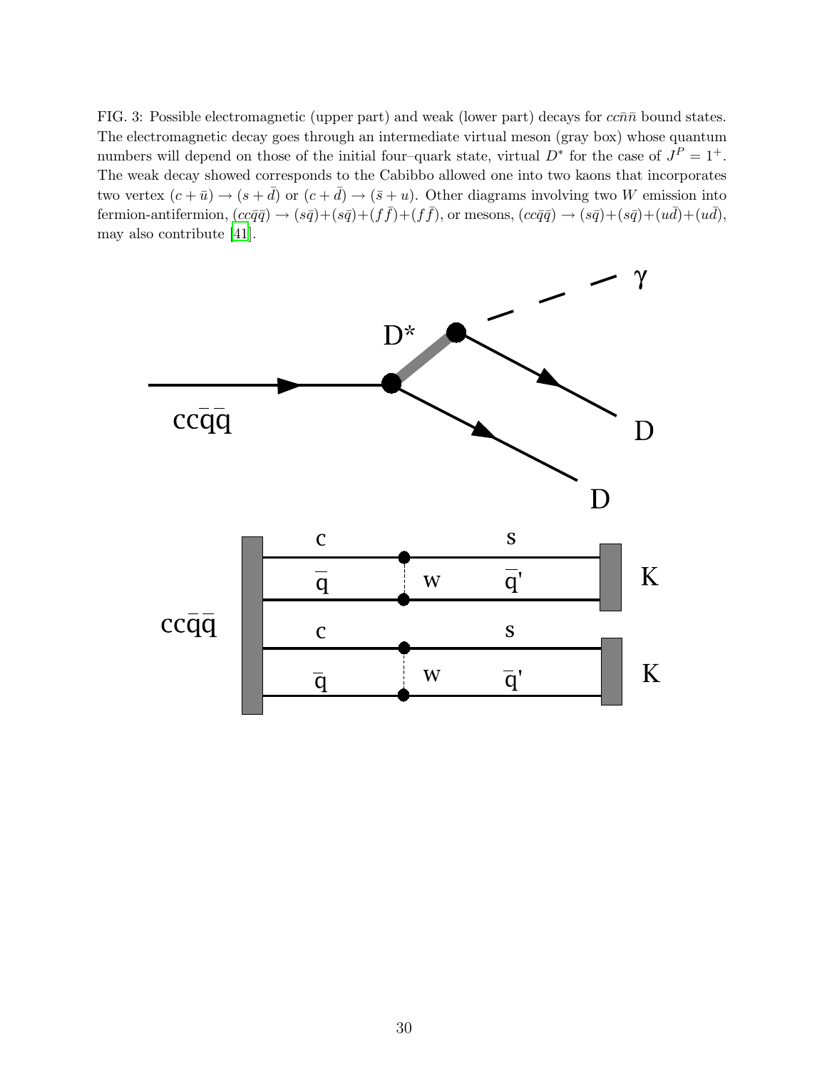FIG. 3: Possible electromagnetic (upper part) and weak (lower part) decays for $cc\bar{n}\bar{n}$ bound states. The electromagnetic decay goes through an intermediate virtual meson (gray box) whose quantum numbers will depend on those of the initial four–quark state, virtual $D^*$ for the case of $J^P = 1^+$. The weak decay showed corresponds to the Cabibbo allowed one into two kaons that incorporates two vertex $(c + \bar{u}) \to (s + \bar{d})$ or $(c + \bar{d}) \to (\bar{s} + u)$. Other diagrams involving two $W$ emission into fermion-antifermion, $(cc\bar{q}\bar{q}) \to (s\bar{q})+(s\bar{q})+(f\bar{f})+(f\bar{f})$, or mesons, $(cc\bar{q}\bar{q}) \to (s\bar{q})+(s\bar{q})+(u\bar{d})+(u\bar{d})$, may also contribute [41].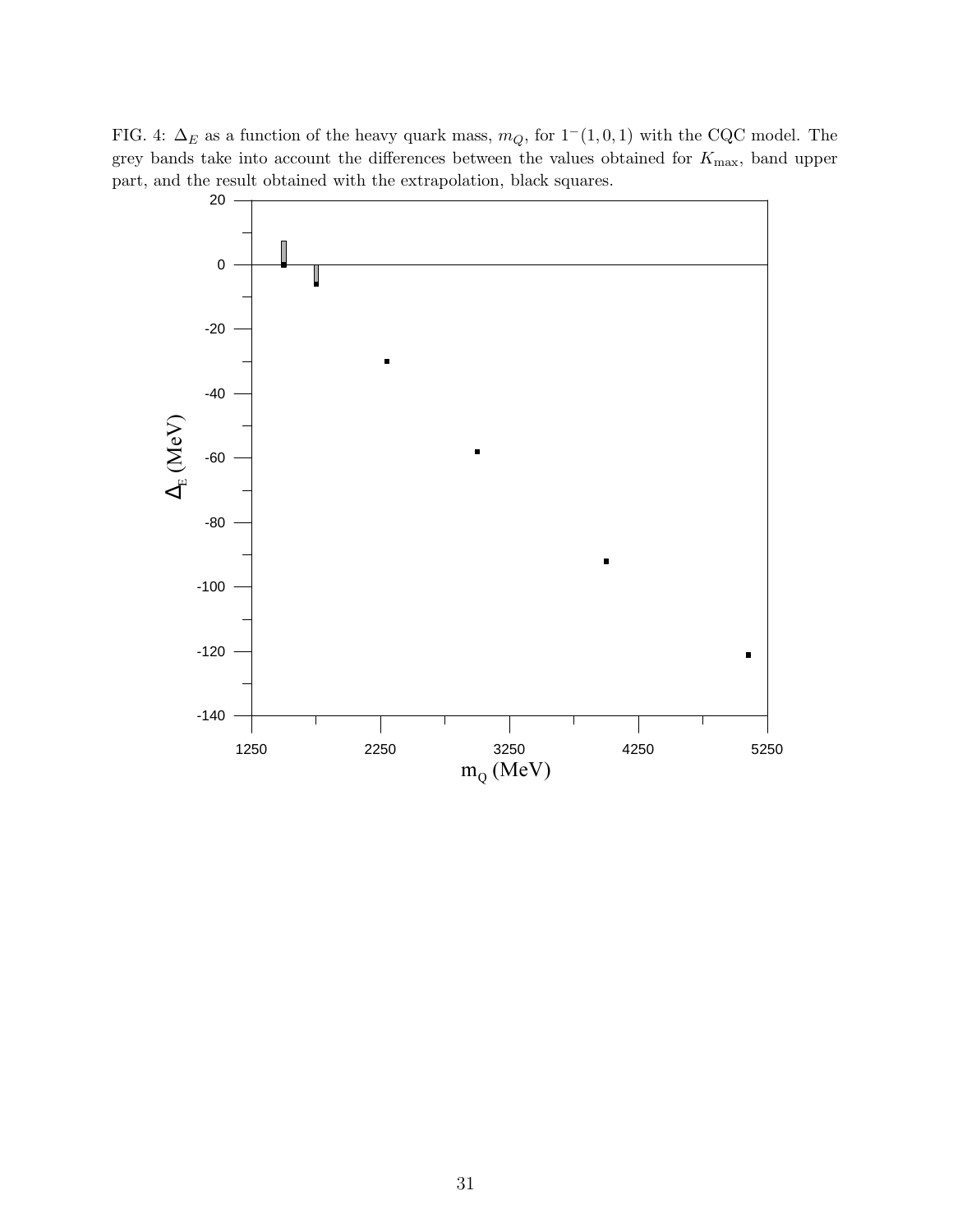FIG. 4: $\Delta_E$ as a function of the heavy quark mass, $m_Q$, for $1^-(1,0,1)$ with the CQC model. The grey bands take into account the differences between the values obtained for $K_{\max}$, band upper part, and the result obtained with the extrapolation, black squares.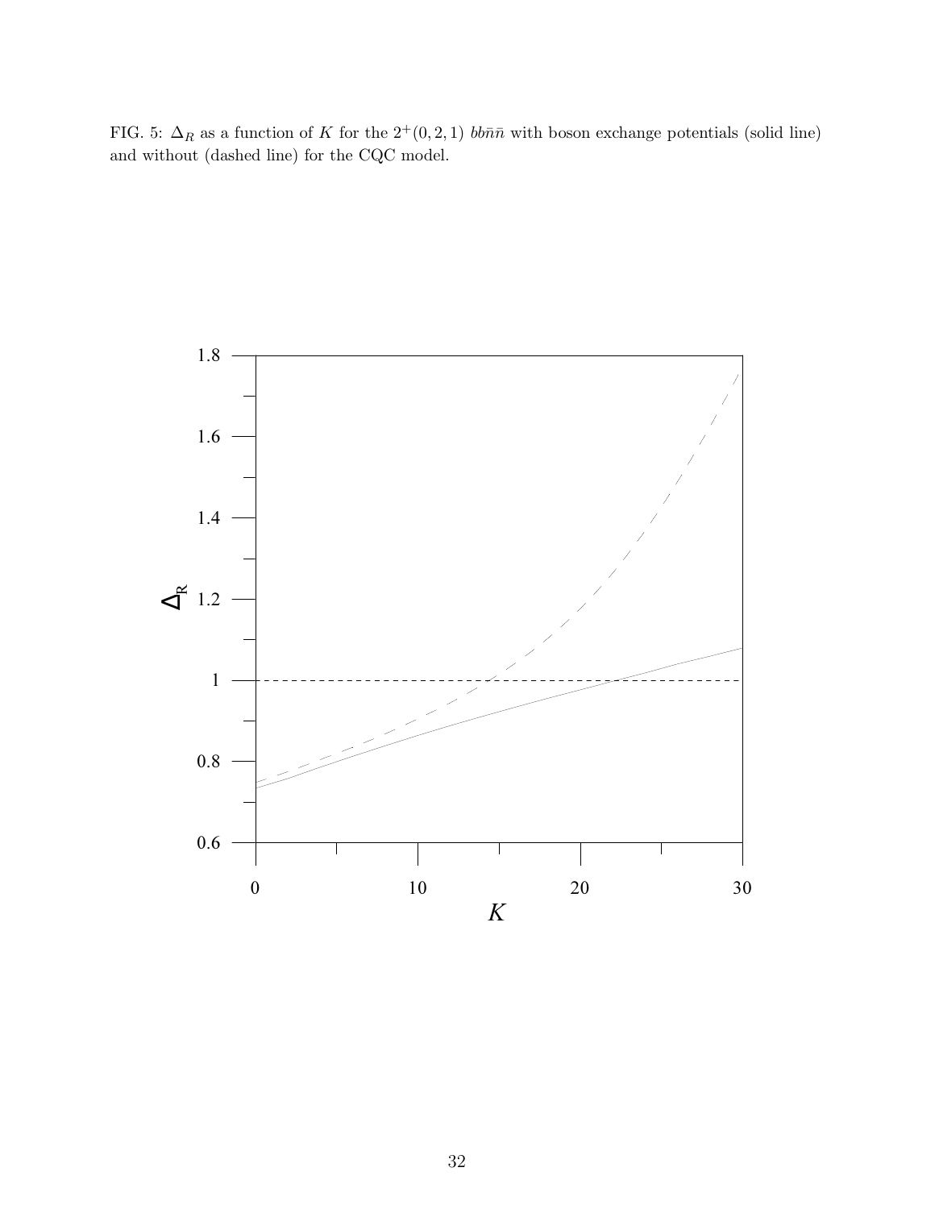FIG. 5: $\Delta_R$ as a function of $K$ for the $2^+(0,2,1)$ $bb\bar{n}\bar{n}$ with boson exchange potentials (solid line) and without (dashed line) for the CQC model.

1.8
1.6
1.4
1.2
1
0.8
0.6

$\Delta_R$

0
10
20
30

$K$